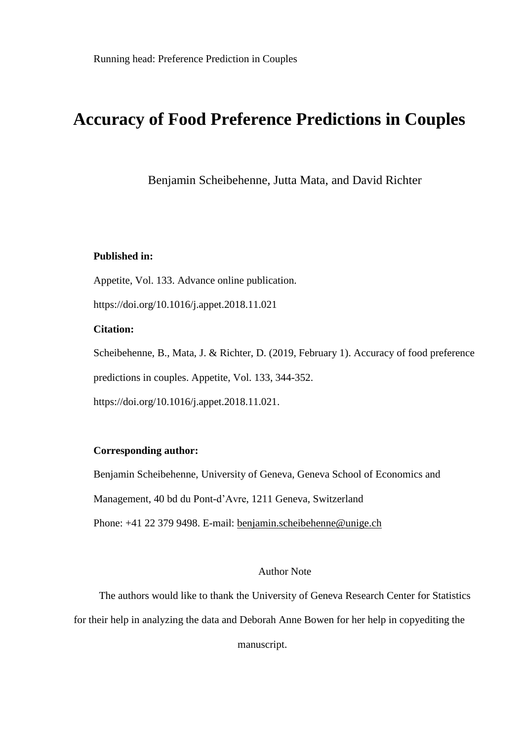# Accuracy of Food Preference Predictions in Couples

Benjamin Scheibehenne, Jutta Mata, and David Richter

**Published in:**

Appetite, Vol. 133. Advance online publication.

https://doi.org/10.1016/j.appet.2018.11.021

**Citation:**

Scheibehenne, B., Mata, J. & Richter, D. (2019, February 1). Accuracy of food preference predictions in couples. Appetite, Vol. 133, 344-352. https://doi.org/10.1016/j.appet.2018.11.021.

**Corresponding author:**

Benjamin Scheibehenne, University of Geneva, Geneva School of Economics and Management, 40 bd du Pont-d'Avre, 1211 Geneva, Switzerland

Phone: +41 22 379 9498. E-mail: benjamin.scheibehenne@unige.ch

Author Note

The authors would like to thank the University of Geneva Research Center for Statistics for their help in analyzing the data and Deborah Anne Bowen for her help in copyediting the manuscript.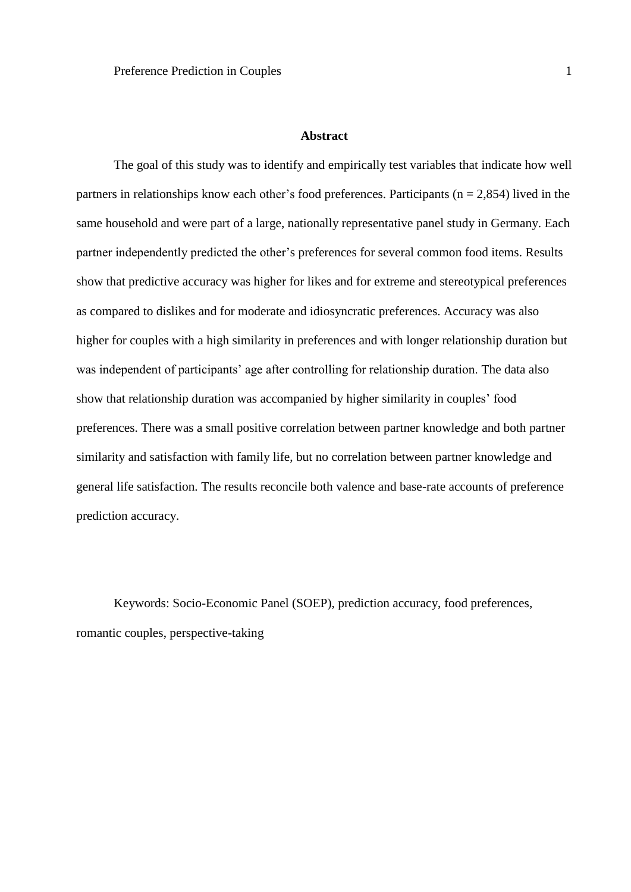## Abstract

The goal of this study was to identify and empirically test variables that indicate how well partners in relationships know each other's food preferences. Participants ($n = 2,854$) lived in the same household and were part of a large, nationally representative panel study in Germany. Each partner independently predicted the other's preferences for several common food items. Results show that predictive accuracy was higher for likes and for extreme and stereotypical preferences as compared to dislikes and for moderate and idiosyncratic preferences. Accuracy was also higher for couples with a high similarity in preferences and with longer relationship duration but was independent of participants' age after controlling for relationship duration. The data also show that relationship duration was accompanied by higher similarity in couples' food preferences. There was a small positive correlation between partner knowledge and both partner similarity and satisfaction with family life, but no correlation between partner knowledge and general life satisfaction. The results reconcile both valence and base-rate accounts of preference prediction accuracy.

Keywords: Socio-Economic Panel (SOEP), prediction accuracy, food preferences, romantic couples, perspective-taking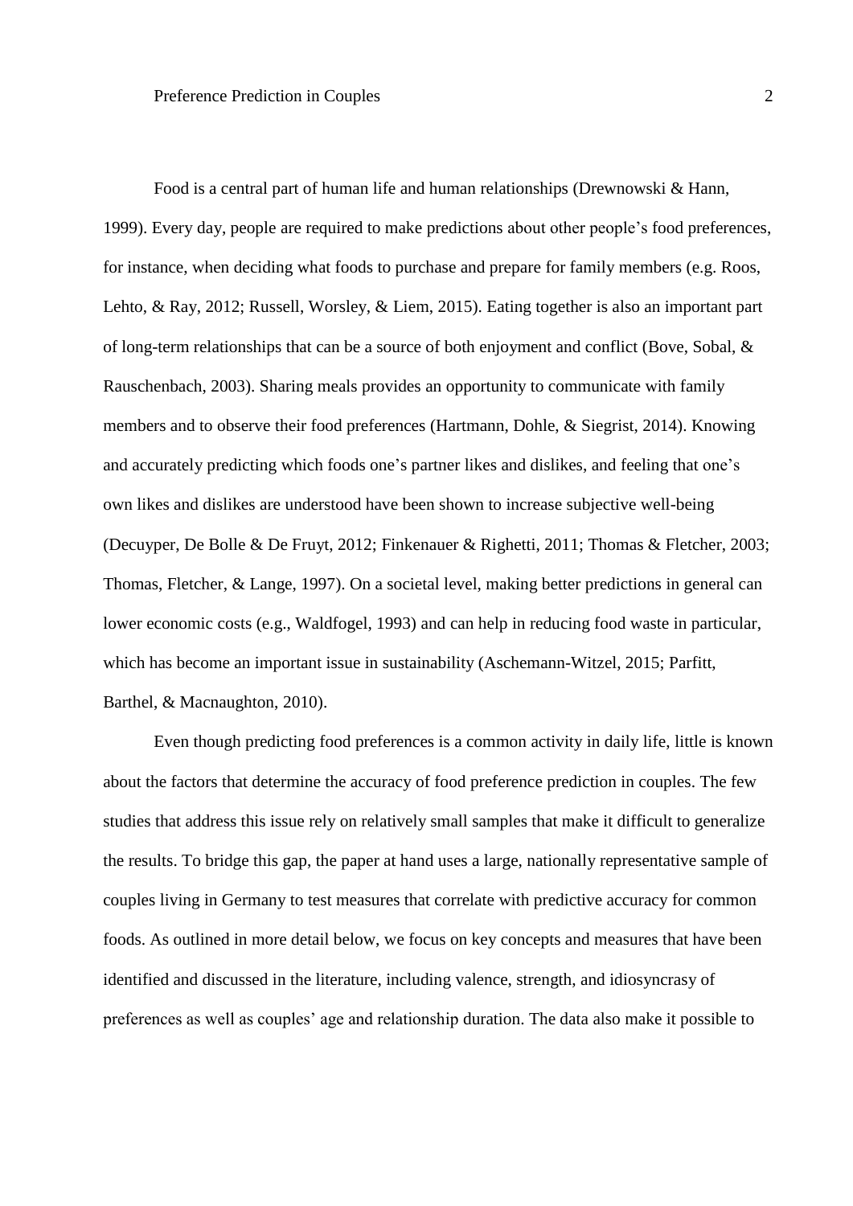Food is a central part of human life and human relationships (Drewnowski & Hann, 1999). Every day, people are required to make predictions about other people's food preferences, for instance, when deciding what foods to purchase and prepare for family members (e.g. Roos, Lehto, & Ray, 2012; Russell, Worsley, & Liem, 2015). Eating together is also an important part of long-term relationships that can be a source of both enjoyment and conflict (Bove, Sobal, & Rauschenbach, 2003). Sharing meals provides an opportunity to communicate with family members and to observe their food preferences (Hartmann, Dohle, & Siegrist, 2014). Knowing and accurately predicting which foods one's partner likes and dislikes, and feeling that one's own likes and dislikes are understood have been shown to increase subjective well-being (Decuyper, De Bolle & De Fruyt, 2012; Finkenauer & Righetti, 2011; Thomas & Fletcher, 2003; Thomas, Fletcher, & Lange, 1997). On a societal level, making better predictions in general can lower economic costs (e.g., Waldfogel, 1993) and can help in reducing food waste in particular, which has become an important issue in sustainability (Aschemann-Witzel, 2015; Parfitt, Barthel, & Macnaughton, 2010).

Even though predicting food preferences is a common activity in daily life, little is known about the factors that determine the accuracy of food preference prediction in couples. The few studies that address this issue rely on relatively small samples that make it difficult to generalize the results. To bridge this gap, the paper at hand uses a large, nationally representative sample of couples living in Germany to test measures that correlate with predictive accuracy for common foods. As outlined in more detail below, we focus on key concepts and measures that have been identified and discussed in the literature, including valence, strength, and idiosyncrasy of preferences as well as couples' age and relationship duration. The data also make it possible to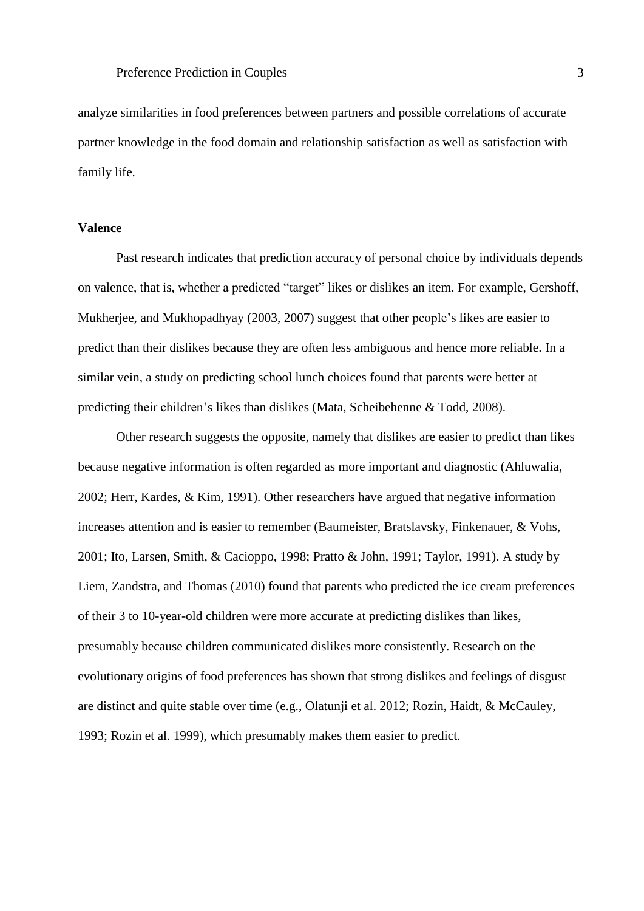analyze similarities in food preferences between partners and possible correlations of accurate partner knowledge in the food domain and relationship satisfaction as well as satisfaction with family life.

**Valence**

Past research indicates that prediction accuracy of personal choice by individuals depends on valence, that is, whether a predicted "target" likes or dislikes an item. For example, Gershoff, Mukherjee, and Mukhopadhyay (2003, 2007) suggest that other people's likes are easier to predict than their dislikes because they are often less ambiguous and hence more reliable. In a similar vein, a study on predicting school lunch choices found that parents were better at predicting their children's likes than dislikes (Mata, Scheibehenne & Todd, 2008).

Other research suggests the opposite, namely that dislikes are easier to predict than likes because negative information is often regarded as more important and diagnostic (Ahluwalia, 2002; Herr, Kardes, & Kim, 1991). Other researchers have argued that negative information increases attention and is easier to remember (Baumeister, Bratslavsky, Finkenauer, & Vohs, 2001; Ito, Larsen, Smith, & Cacioppo, 1998; Pratto & John, 1991; Taylor, 1991). A study by Liem, Zandstra, and Thomas (2010) found that parents who predicted the ice cream preferences of their 3 to 10-year-old children were more accurate at predicting dislikes than likes, presumably because children communicated dislikes more consistently. Research on the evolutionary origins of food preferences has shown that strong dislikes and feelings of disgust are distinct and quite stable over time (e.g., Olatunji et al. 2012; Rozin, Haidt, & McCauley, 1993; Rozin et al. 1999), which presumably makes them easier to predict.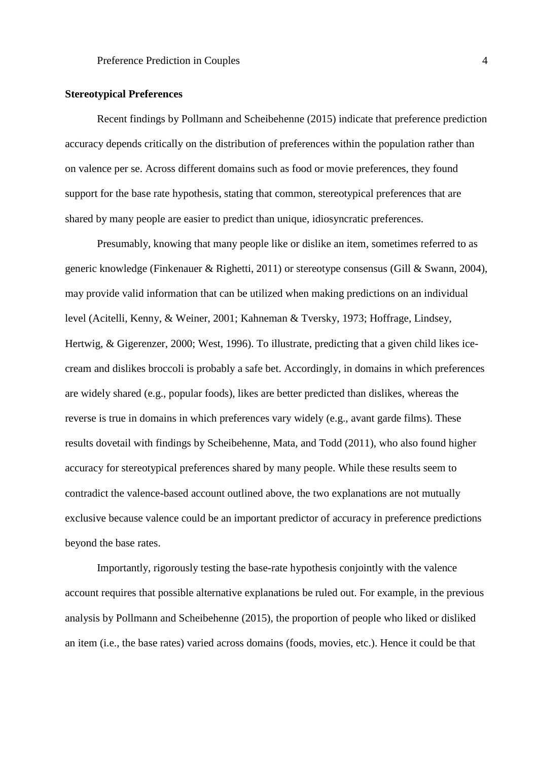**Stereotypical Preferences**

Recent findings by Pollmann and Scheibehenne (2015) indicate that preference prediction accuracy depends critically on the distribution of preferences within the population rather than on valence per se. Across different domains such as food or movie preferences, they found support for the base rate hypothesis, stating that common, stereotypical preferences that are shared by many people are easier to predict than unique, idiosyncratic preferences.

Presumably, knowing that many people like or dislike an item, sometimes referred to as generic knowledge (Finkenauer & Righetti, 2011) or stereotype consensus (Gill & Swann, 2004), may provide valid information that can be utilized when making predictions on an individual level (Acitelli, Kenny, & Weiner, 2001; Kahneman & Tversky, 1973; Hoffrage, Lindsey, Hertwig, & Gigerenzer, 2000; West, 1996). To illustrate, predicting that a given child likes ice-cream and dislikes broccoli is probably a safe bet. Accordingly, in domains in which preferences are widely shared (e.g., popular foods), likes are better predicted than dislikes, whereas the reverse is true in domains in which preferences vary widely (e.g., avant garde films). These results dovetail with findings by Scheibehenne, Mata, and Todd (2011), who also found higher accuracy for stereotypical preferences shared by many people. While these results seem to contradict the valence-based account outlined above, the two explanations are not mutually exclusive because valence could be an important predictor of accuracy in preference predictions beyond the base rates.

Importantly, rigorously testing the base-rate hypothesis conjointly with the valence account requires that possible alternative explanations be ruled out. For example, in the previous analysis by Pollmann and Scheibehenne (2015), the proportion of people who liked or disliked an item (i.e., the base rates) varied across domains (foods, movies, etc.). Hence it could be that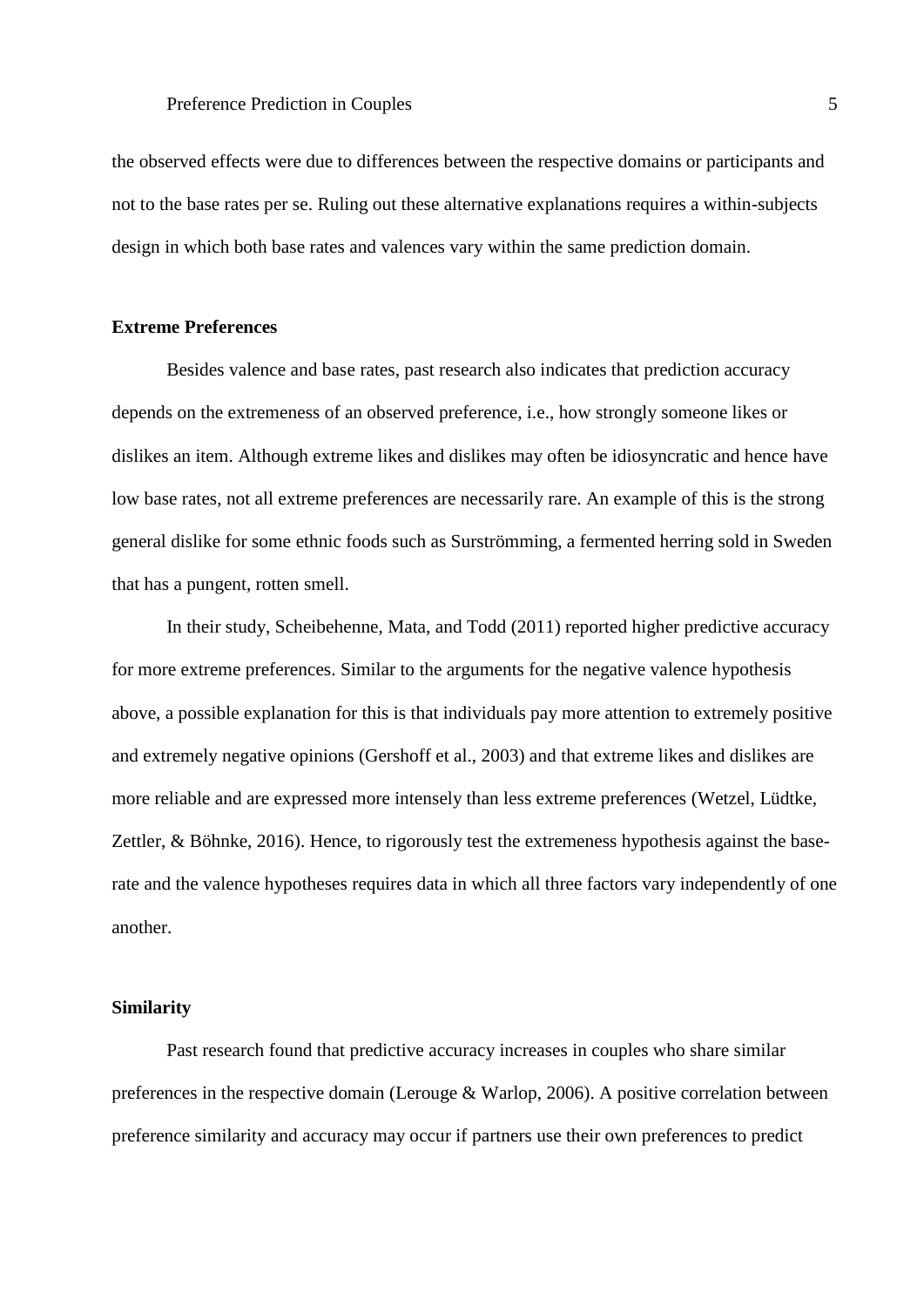the observed effects were due to differences between the respective domains or participants and not to the base rates per se. Ruling out these alternative explanations requires a within-subjects design in which both base rates and valences vary within the same prediction domain.

### Extreme Preferences

Besides valence and base rates, past research also indicates that prediction accuracy depends on the extremeness of an observed preference, i.e., how strongly someone likes or dislikes an item. Although extreme likes and dislikes may often be idiosyncratic and hence have low base rates, not all extreme preferences are necessarily rare. An example of this is the strong general dislike for some ethnic foods such as Surströmming, a fermented herring sold in Sweden that has a pungent, rotten smell.

In their study, Scheibehenne, Mata, and Todd (2011) reported higher predictive accuracy for more extreme preferences. Similar to the arguments for the negative valence hypothesis above, a possible explanation for this is that individuals pay more attention to extremely positive and extremely negative opinions (Gershoff et al., 2003) and that extreme likes and dislikes are more reliable and are expressed more intensely than less extreme preferences (Wetzel, Lüdtke, Zettler, & Böhnke, 2016). Hence, to rigorously test the extremeness hypothesis against the base-rate and the valence hypotheses requires data in which all three factors vary independently of one another.

### Similarity

Past research found that predictive accuracy increases in couples who share similar preferences in the respective domain (Lerouge & Warlop, 2006). A positive correlation between preference similarity and accuracy may occur if partners use their own preferences to predict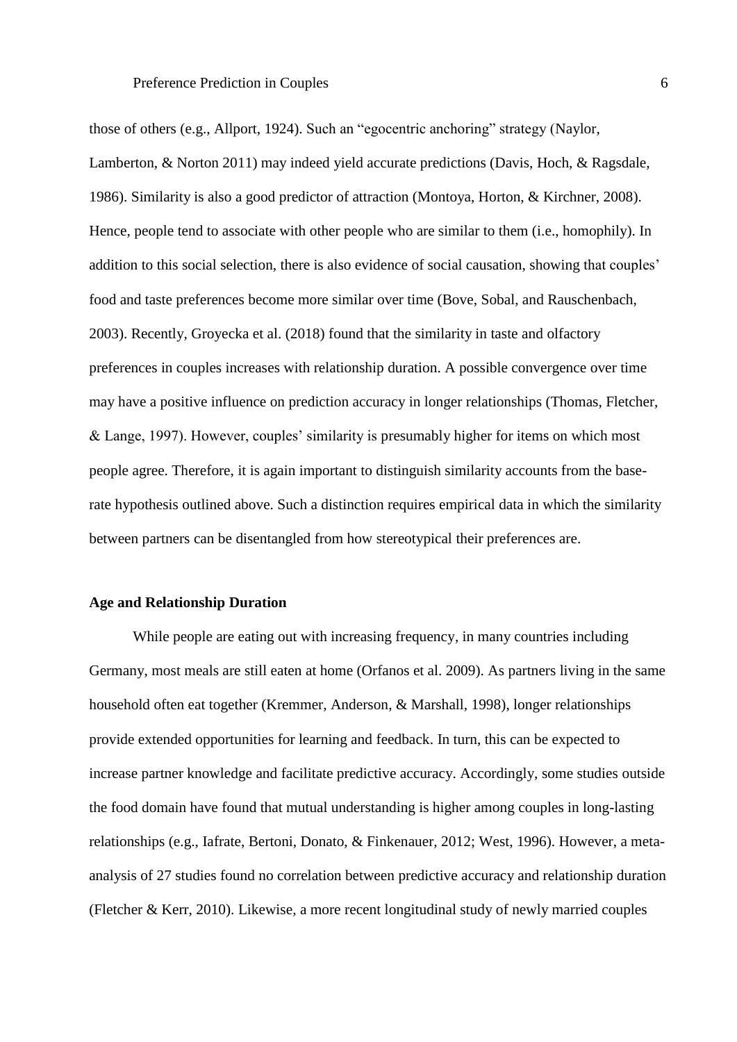those of others (e.g., Allport, 1924). Such an "egocentric anchoring" strategy (Naylor, Lamberton, & Norton 2011) may indeed yield accurate predictions (Davis, Hoch, & Ragsdale, 1986). Similarity is also a good predictor of attraction (Montoya, Horton, & Kirchner, 2008). Hence, people tend to associate with other people who are similar to them (i.e., homophily). In addition to this social selection, there is also evidence of social causation, showing that couples' food and taste preferences become more similar over time (Bove, Sobal, and Rauschenbach, 2003). Recently, Groyecka et al. (2018) found that the similarity in taste and olfactory preferences in couples increases with relationship duration. A possible convergence over time may have a positive influence on prediction accuracy in longer relationships (Thomas, Fletcher, & Lange, 1997). However, couples' similarity is presumably higher for items on which most people agree. Therefore, it is again important to distinguish similarity accounts from the base-rate hypothesis outlined above. Such a distinction requires empirical data in which the similarity between partners can be disentangled from how stereotypical their preferences are.

## Age and Relationship Duration

While people are eating out with increasing frequency, in many countries including Germany, most meals are still eaten at home (Orfanos et al. 2009). As partners living in the same household often eat together (Kremmer, Anderson, & Marshall, 1998), longer relationships provide extended opportunities for learning and feedback. In turn, this can be expected to increase partner knowledge and facilitate predictive accuracy. Accordingly, some studies outside the food domain have found that mutual understanding is higher among couples in long-lasting relationships (e.g., Iafrate, Bertoni, Donato, & Finkenauer, 2012; West, 1996). However, a meta-analysis of 27 studies found no correlation between predictive accuracy and relationship duration (Fletcher & Kerr, 2010). Likewise, a more recent longitudinal study of newly married couples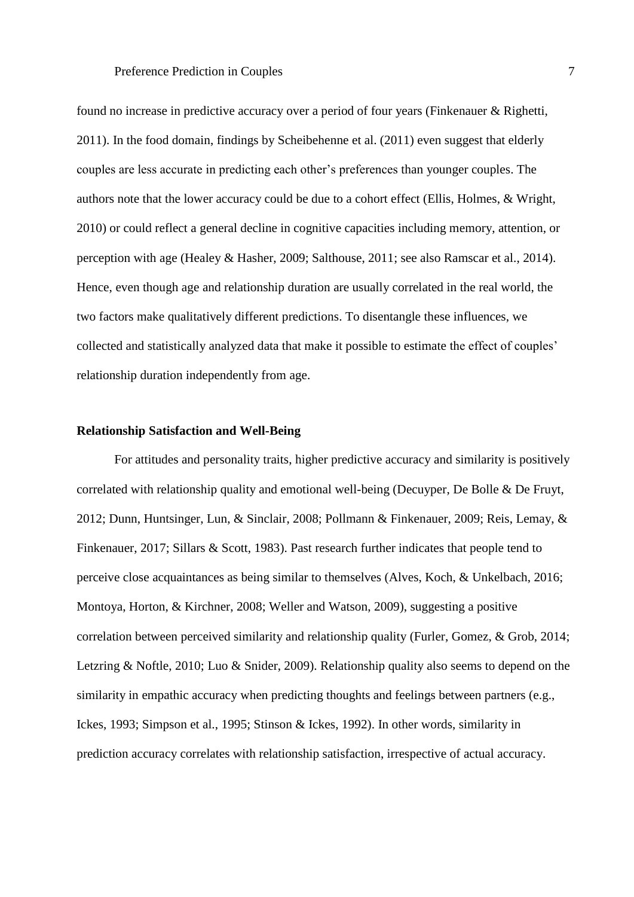found no increase in predictive accuracy over a period of four years (Finkenauer & Righetti, 2011). In the food domain, findings by Scheibehenne et al. (2011) even suggest that elderly couples are less accurate in predicting each other's preferences than younger couples. The authors note that the lower accuracy could be due to a cohort effect (Ellis, Holmes, & Wright, 2010) or could reflect a general decline in cognitive capacities including memory, attention, or perception with age (Healey & Hasher, 2009; Salthouse, 2011; see also Ramscar et al., 2014). Hence, even though age and relationship duration are usually correlated in the real world, the two factors make qualitatively different predictions. To disentangle these influences, we collected and statistically analyzed data that make it possible to estimate the effect of couples' relationship duration independently from age.

**Relationship Satisfaction and Well-Being**

For attitudes and personality traits, higher predictive accuracy and similarity is positively correlated with relationship quality and emotional well-being (Decuyper, De Bolle & De Fruyt, 2012; Dunn, Huntsinger, Lun, & Sinclair, 2008; Pollmann & Finkenauer, 2009; Reis, Lemay, & Finkenauer, 2017; Sillars & Scott, 1983). Past research further indicates that people tend to perceive close acquaintances as being similar to themselves (Alves, Koch, & Unkelbach, 2016; Montoya, Horton, & Kirchner, 2008; Weller and Watson, 2009), suggesting a positive correlation between perceived similarity and relationship quality (Furler, Gomez, & Grob, 2014; Letzring & Noftle, 2010; Luo & Snider, 2009). Relationship quality also seems to depend on the similarity in empathic accuracy when predicting thoughts and feelings between partners (e.g., Ickes, 1993; Simpson et al., 1995; Stinson & Ickes, 1992). In other words, similarity in prediction accuracy correlates with relationship satisfaction, irrespective of actual accuracy.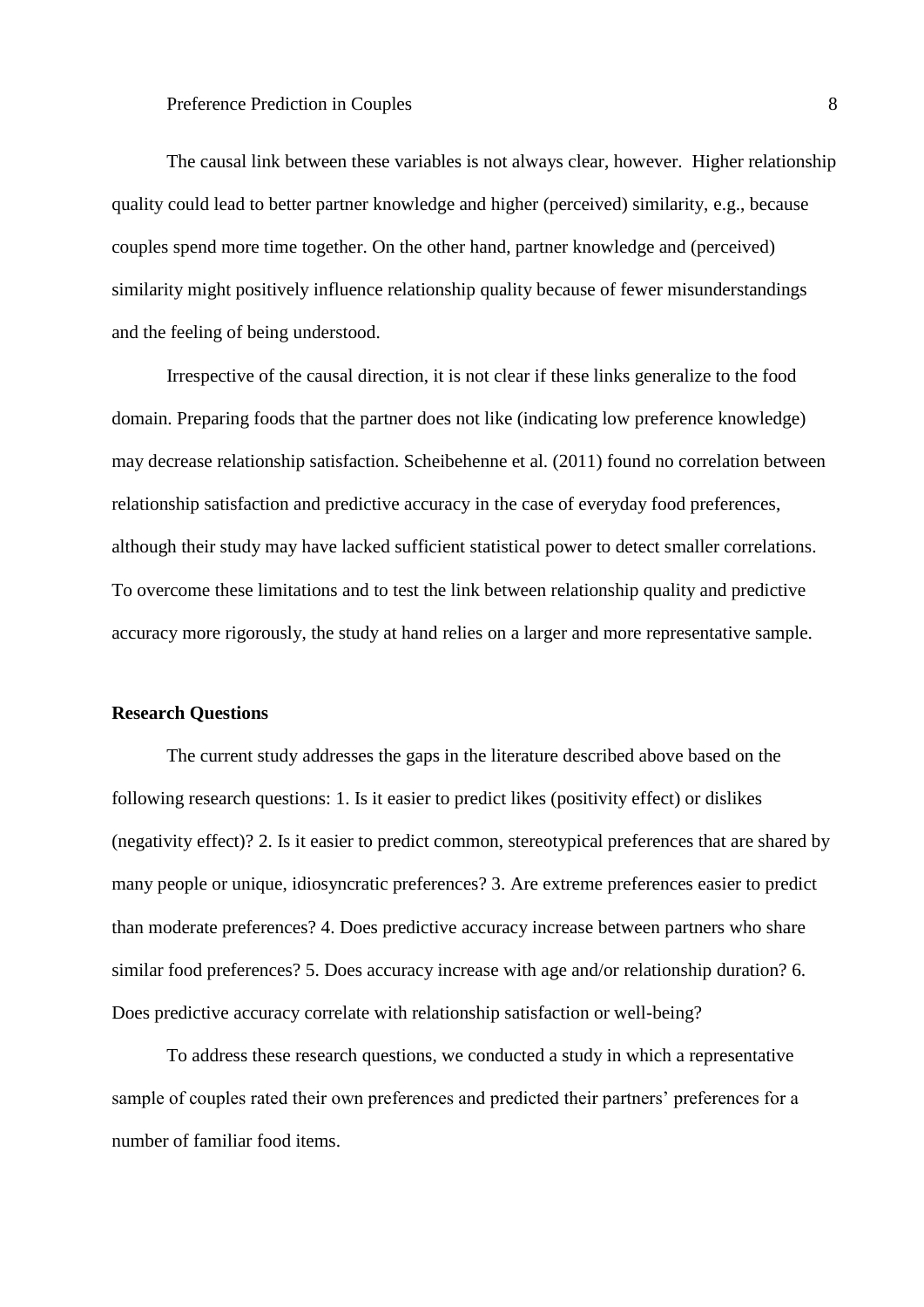The causal link between these variables is not always clear, however. Higher relationship quality could lead to better partner knowledge and higher (perceived) similarity, e.g., because couples spend more time together. On the other hand, partner knowledge and (perceived) similarity might positively influence relationship quality because of fewer misunderstandings and the feeling of being understood.

Irrespective of the causal direction, it is not clear if these links generalize to the food domain. Preparing foods that the partner does not like (indicating low preference knowledge) may decrease relationship satisfaction. Scheibehenne et al. (2011) found no correlation between relationship satisfaction and predictive accuracy in the case of everyday food preferences, although their study may have lacked sufficient statistical power to detect smaller correlations. To overcome these limitations and to test the link between relationship quality and predictive accuracy more rigorously, the study at hand relies on a larger and more representative sample.

**Research Questions**

The current study addresses the gaps in the literature described above based on the following research questions: 1. Is it easier to predict likes (positivity effect) or dislikes (negativity effect)? 2. Is it easier to predict common, stereotypical preferences that are shared by many people or unique, idiosyncratic preferences? 3. Are extreme preferences easier to predict than moderate preferences? 4. Does predictive accuracy increase between partners who share similar food preferences? 5. Does accuracy increase with age and/or relationship duration? 6. Does predictive accuracy correlate with relationship satisfaction or well-being?

To address these research questions, we conducted a study in which a representative sample of couples rated their own preferences and predicted their partners' preferences for a number of familiar food items.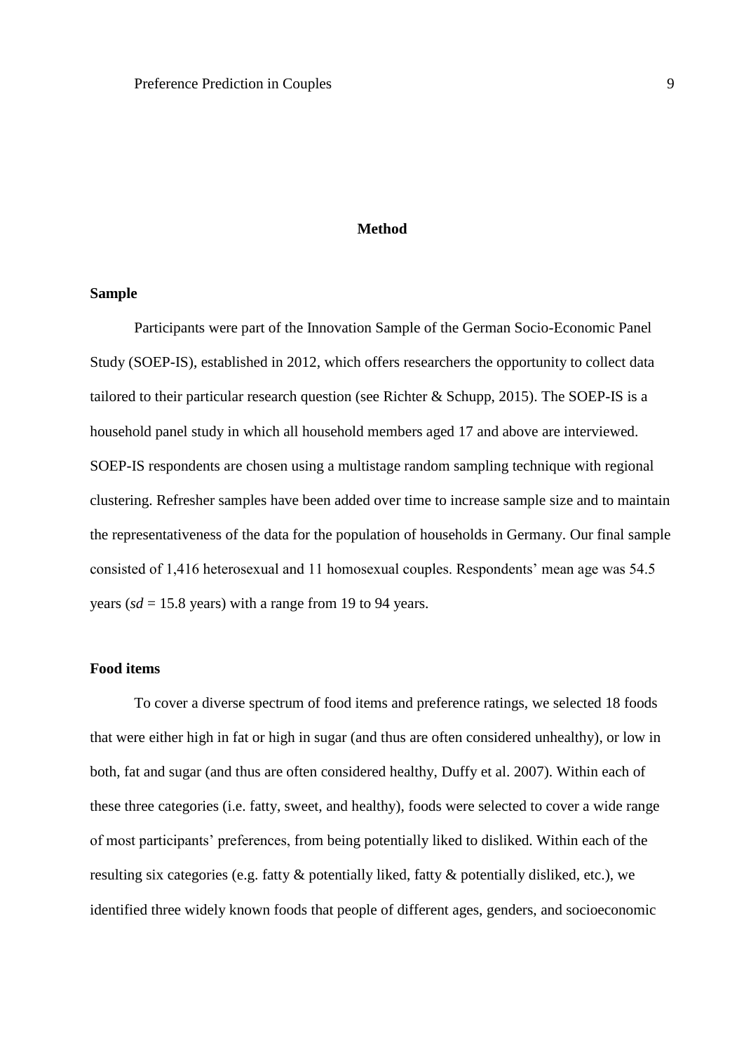## Method

### Sample

Participants were part of the Innovation Sample of the German Socio-Economic Panel Study (SOEP-IS), established in 2012, which offers researchers the opportunity to collect data tailored to their particular research question (see Richter & Schupp, 2015). The SOEP-IS is a household panel study in which all household members aged 17 and above are interviewed. SOEP-IS respondents are chosen using a multistage random sampling technique with regional clustering. Refresher samples have been added over time to increase sample size and to maintain the representativeness of the data for the population of households in Germany. Our final sample consisted of 1,416 heterosexual and 11 homosexual couples. Respondents' mean age was 54.5 years (*sd* = 15.8 years) with a range from 19 to 94 years.

### Food items

To cover a diverse spectrum of food items and preference ratings, we selected 18 foods that were either high in fat or high in sugar (and thus are often considered unhealthy), or low in both, fat and sugar (and thus are often considered healthy, Duffy et al. 2007). Within each of these three categories (i.e. fatty, sweet, and healthy), foods were selected to cover a wide range of most participants' preferences, from being potentially liked to disliked. Within each of the resulting six categories (e.g. fatty & potentially liked, fatty & potentially disliked, etc.), we identified three widely known foods that people of different ages, genders, and socioeconomic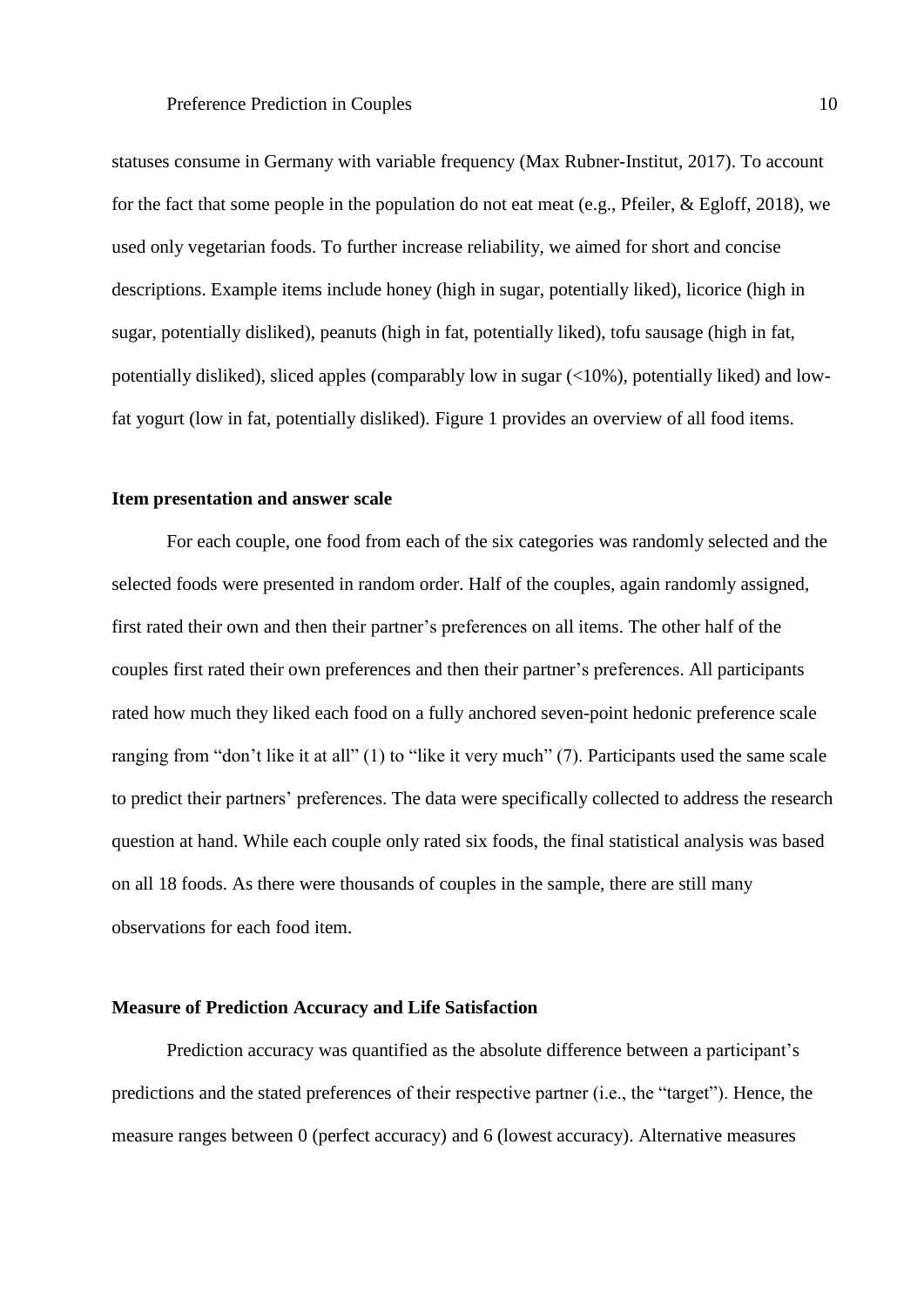statuses consume in Germany with variable frequency (Max Rubner-Institut, 2017). To account for the fact that some people in the population do not eat meat (e.g., Pfeiler, & Egloff, 2018), we used only vegetarian foods. To further increase reliability, we aimed for short and concise descriptions. Example items include honey (high in sugar, potentially liked), licorice (high in sugar, potentially disliked), peanuts (high in fat, potentially liked), tofu sausage (high in fat, potentially disliked), sliced apples (comparably low in sugar (<10%), potentially liked) and low-fat yogurt (low in fat, potentially disliked). Figure 1 provides an overview of all food items.

### Item presentation and answer scale

For each couple, one food from each of the six categories was randomly selected and the selected foods were presented in random order. Half of the couples, again randomly assigned, first rated their own and then their partner's preferences on all items. The other half of the couples first rated their own preferences and then their partner's preferences. All participants rated how much they liked each food on a fully anchored seven-point hedonic preference scale ranging from "don't like it at all" (1) to "like it very much" (7). Participants used the same scale to predict their partners' preferences. The data were specifically collected to address the research question at hand. While each couple only rated six foods, the final statistical analysis was based on all 18 foods. As there were thousands of couples in the sample, there are still many observations for each food item.

### Measure of Prediction Accuracy and Life Satisfaction

Prediction accuracy was quantified as the absolute difference between a participant's predictions and the stated preferences of their respective partner (i.e., the "target"). Hence, the measure ranges between 0 (perfect accuracy) and 6 (lowest accuracy). Alternative measures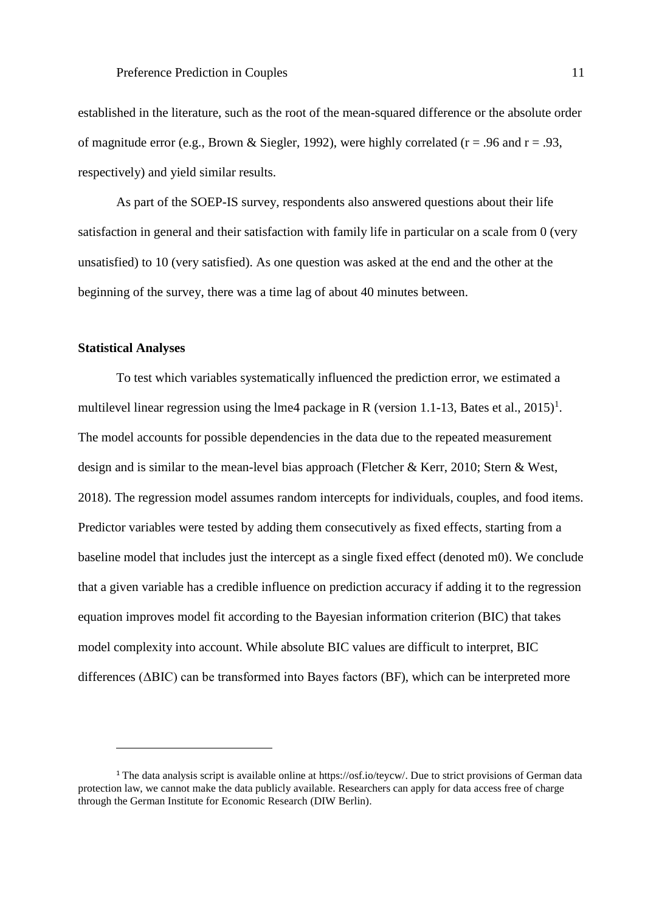established in the literature, such as the root of the mean-squared difference or the absolute order of magnitude error (e.g., Brown & Siegler, 1992), were highly correlated ($r = .96$ and $r = .93$, respectively) and yield similar results.

As part of the SOEP-IS survey, respondents also answered questions about their life satisfaction in general and their satisfaction with family life in particular on a scale from 0 (very unsatisfied) to 10 (very satisfied). As one question was asked at the end and the other at the beginning of the survey, there was a time lag of about 40 minutes between.

### Statistical Analyses

To test which variables systematically influenced the prediction error, we estimated a multilevel linear regression using the lme4 package in R (version 1.1-13, Bates et al., 2015)[1]. The model accounts for possible dependencies in the data due to the repeated measurement design and is similar to the mean-level bias approach (Fletcher & Kerr, 2010; Stern & West, 2018). The regression model assumes random intercepts for individuals, couples, and food items. Predictor variables were tested by adding them consecutively as fixed effects, starting from a baseline model that includes just the intercept as a single fixed effect (denoted m0). We conclude that a given variable has a credible influence on prediction accuracy if adding it to the regression equation improves model fit according to the Bayesian information criterion (BIC) that takes model complexity into account. While absolute BIC values are difficult to interpret, BIC differences ($\Delta$BIC) can be transformed into Bayes factors (BF), which can be interpreted more

[1] The data analysis script is available online at https://osf.io/teycw/. Due to strict provisions of German data protection law, we cannot make the data publicly available. Researchers can apply for data access free of charge through the German Institute for Economic Research (DIW Berlin).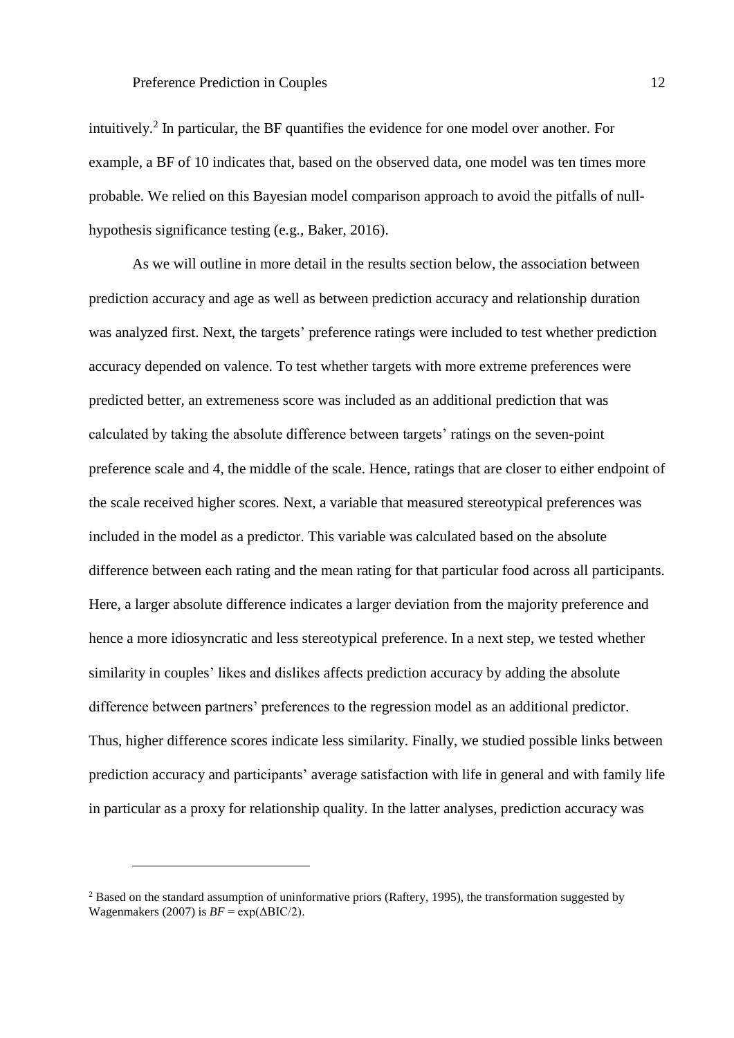intuitively.[2] In particular, the BF quantifies the evidence for one model over another. For example, a BF of 10 indicates that, based on the observed data, one model was ten times more probable. We relied on this Bayesian model comparison approach to avoid the pitfalls of null-hypothesis significance testing (e.g., Baker, 2016).

As we will outline in more detail in the results section below, the association between prediction accuracy and age as well as between prediction accuracy and relationship duration was analyzed first. Next, the targets' preference ratings were included to test whether prediction accuracy depended on valence. To test whether targets with more extreme preferences were predicted better, an extremeness score was included as an additional prediction that was calculated by taking the absolute difference between targets' ratings on the seven-point preference scale and 4, the middle of the scale. Hence, ratings that are closer to either endpoint of the scale received higher scores. Next, a variable that measured stereotypical preferences was included in the model as a predictor. This variable was calculated based on the absolute difference between each rating and the mean rating for that particular food across all participants. Here, a larger absolute difference indicates a larger deviation from the majority preference and hence a more idiosyncratic and less stereotypical preference. In a next step, we tested whether similarity in couples' likes and dislikes affects prediction accuracy by adding the absolute difference between partners' preferences to the regression model as an additional predictor. Thus, higher difference scores indicate less similarity. Finally, we studied possible links between prediction accuracy and participants' average satisfaction with life in general and with family life in particular as a proxy for relationship quality. In the latter analyses, prediction accuracy was

---

[2] Based on the standard assumption of uninformative priors (Raftery, 1995), the transformation suggested by Wagenmakers (2007) is $BF = \exp(\Delta\text{BIC}/2)$.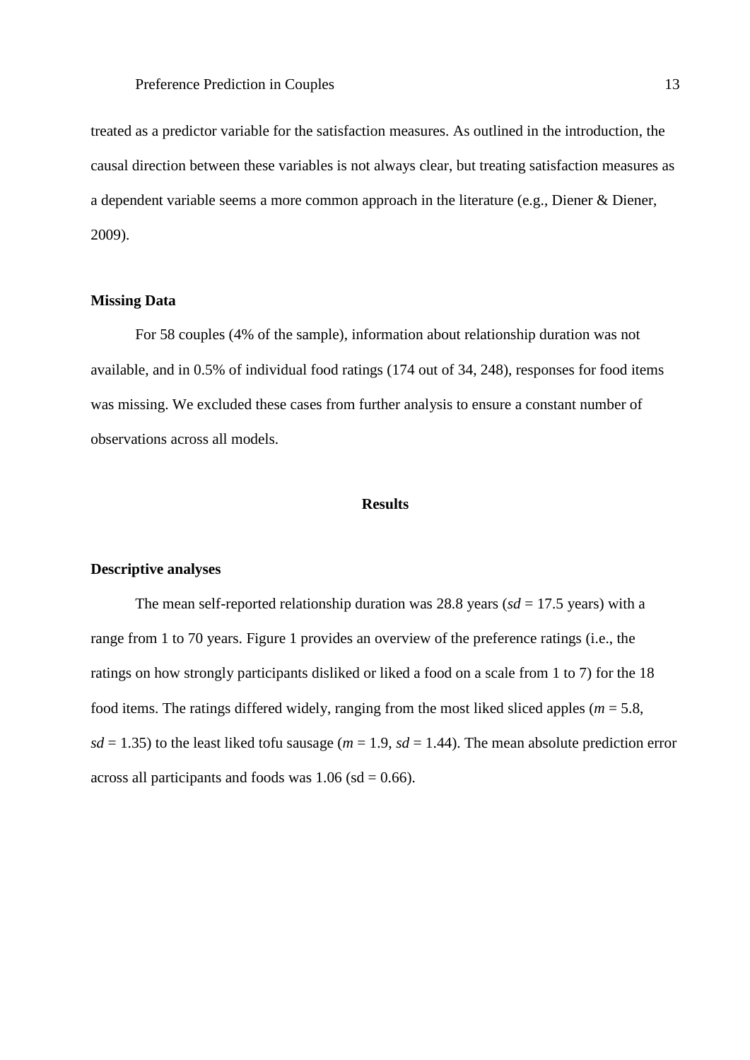treated as a predictor variable for the satisfaction measures. As outlined in the introduction, the causal direction between these variables is not always clear, but treating satisfaction measures as a dependent variable seems a more common approach in the literature (e.g., Diener & Diener, 2009).

**Missing Data**

For 58 couples (4% of the sample), information about relationship duration was not available, and in 0.5% of individual food ratings (174 out of 34, 248), responses for food items was missing. We excluded these cases from further analysis to ensure a constant number of observations across all models.

## Results

**Descriptive analyses**

The mean self-reported relationship duration was 28.8 years (*sd* = 17.5 years) with a range from 1 to 70 years. Figure 1 provides an overview of the preference ratings (i.e., the ratings on how strongly participants disliked or liked a food on a scale from 1 to 7) for the 18 food items. The ratings differed widely, ranging from the most liked sliced apples (*m* = 5.8, *sd* = 1.35) to the least liked tofu sausage (*m* = 1.9, *sd* = 1.44). The mean absolute prediction error across all participants and foods was 1.06 (sd = 0.66).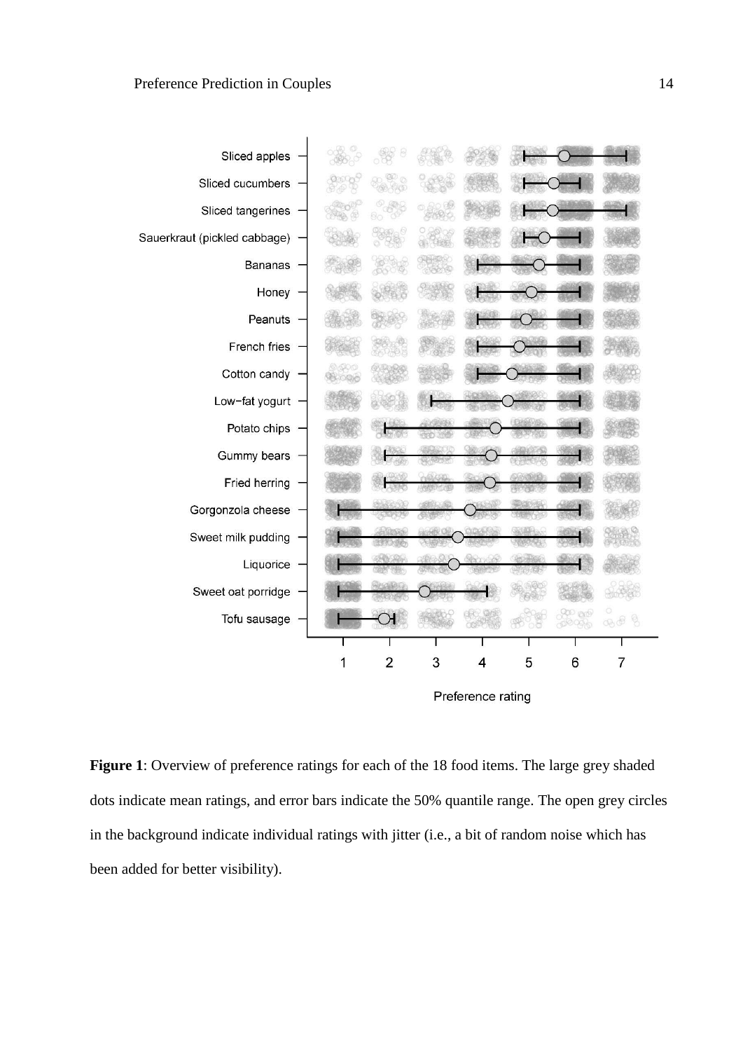**Figure 1**: Overview of preference ratings for each of the 18 food items. The large grey shaded dots indicate mean ratings, and error bars indicate the 50% quantile range. The open grey circles in the background indicate individual ratings with jitter (i.e., a bit of random noise which has been added for better visibility).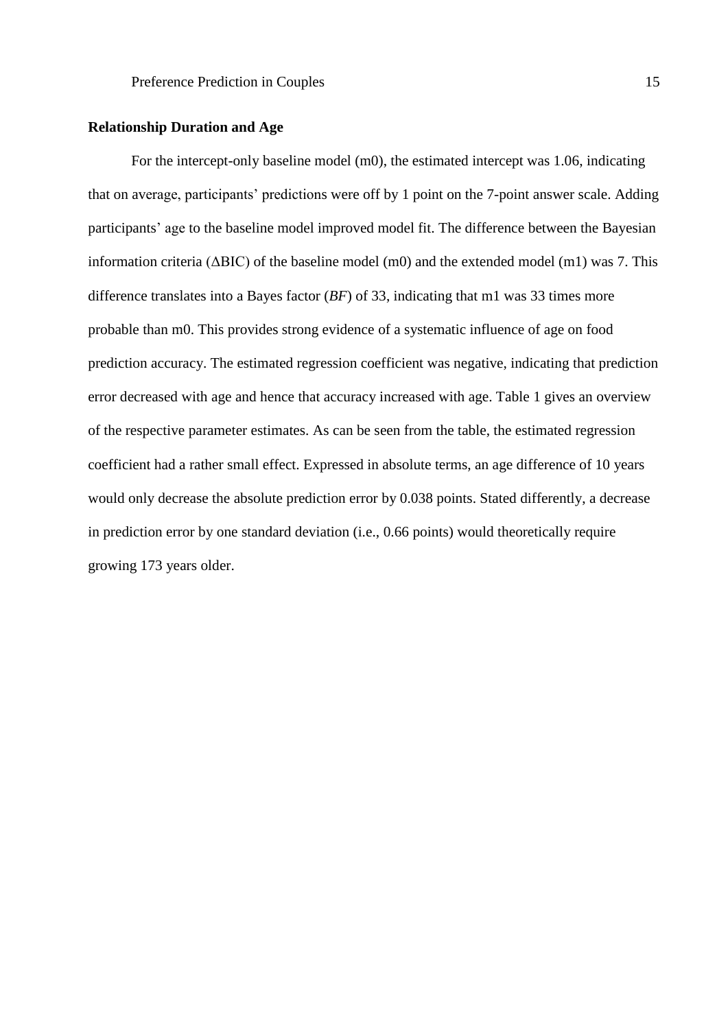## Relationship Duration and Age

For the intercept-only baseline model (m0), the estimated intercept was 1.06, indicating that on average, participants' predictions were off by 1 point on the 7-point answer scale. Adding participants' age to the baseline model improved model fit. The difference between the Bayesian information criteria ($\Delta$BIC) of the baseline model (m0) and the extended model (m1) was 7. This difference translates into a Bayes factor (*BF*) of 33, indicating that m1 was 33 times more probable than m0. This provides strong evidence of a systematic influence of age on food prediction accuracy. The estimated regression coefficient was negative, indicating that prediction error decreased with age and hence that accuracy increased with age. Table 1 gives an overview of the respective parameter estimates. As can be seen from the table, the estimated regression coefficient had a rather small effect. Expressed in absolute terms, an age difference of 10 years would only decrease the absolute prediction error by 0.038 points. Stated differently, a decrease in prediction error by one standard deviation (i.e., 0.66 points) would theoretically require growing 173 years older.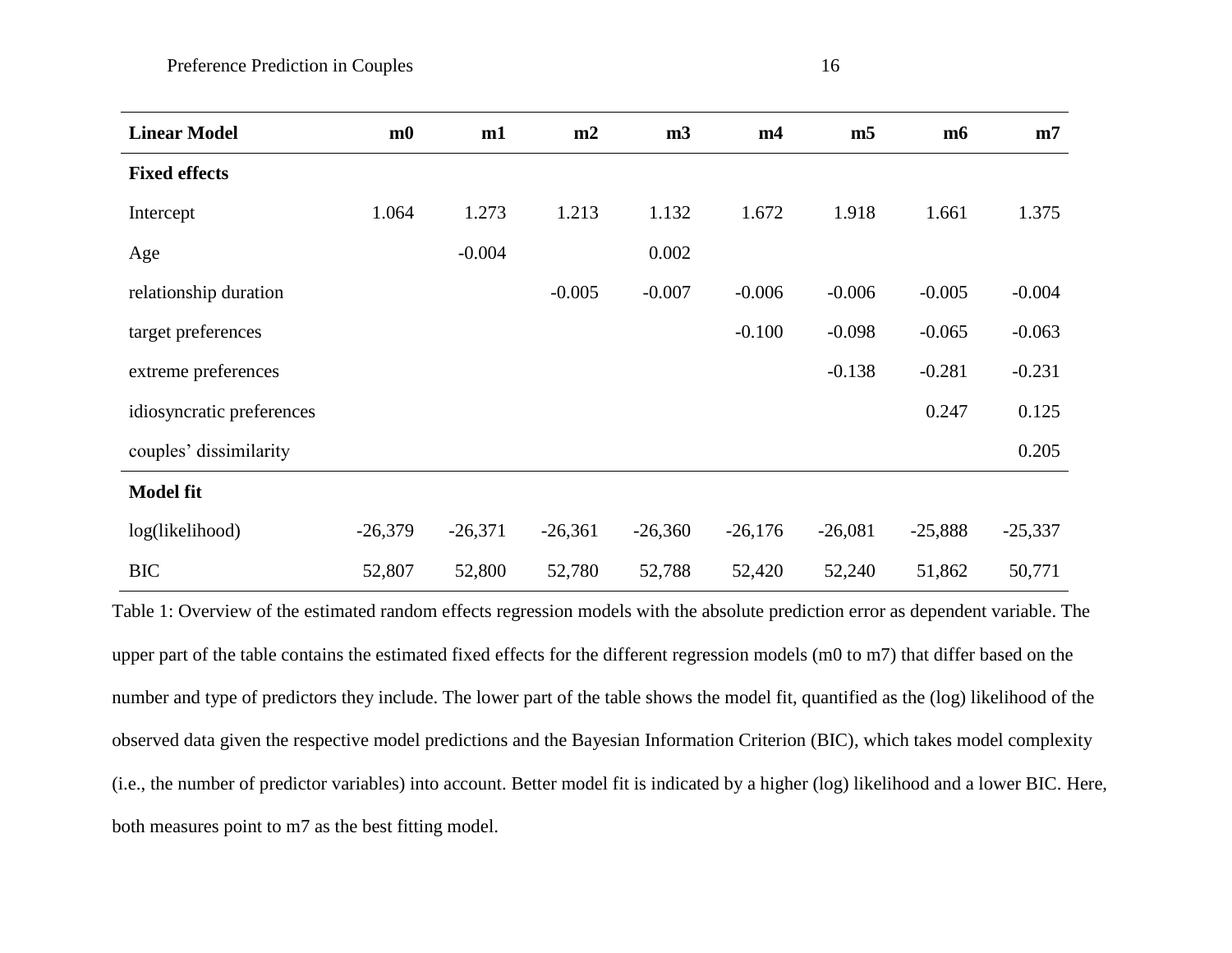| **Linear Model** | **m0** | **m1** | **m2** | **m3** | **m4** | **m5** | **m6** | **m7** |
|---|---|---|---|---|---|---|---|---|
| **Fixed effects** | | | | | | | | |
| Intercept | 1.064 | 1.273 | 1.213 | 1.132 | 1.672 | 1.918 | 1.661 | 1.375 |
| Age | | -0.004 | | 0.002 | | | | |
| relationship duration | | | -0.005 | -0.007 | -0.006 | -0.006 | -0.005 | -0.004 |
| target preferences | | | | | -0.100 | -0.098 | -0.065 | -0.063 |
| extreme preferences | | | | | | -0.138 | -0.281 | -0.231 |
| idiosyncratic preferences | | | | | | | 0.247 | 0.125 |
| couples' dissimilarity | | | | | | | | 0.205 |
| **Model fit** | | | | | | | | |
| log(likelihood) | -26,379 | -26,371 | -26,361 | -26,360 | -26,176 | -26,081 | -25,888 | -25,337 |
| BIC | 52,807 | 52,800 | 52,780 | 52,788 | 52,420 | 52,240 | 51,862 | 50,771 |

Table 1: Overview of the estimated random effects regression models with the absolute prediction error as dependent variable. The upper part of the table contains the estimated fixed effects for the different regression models (m0 to m7) that differ based on the number and type of predictors they include. The lower part of the table shows the model fit, quantified as the (log) likelihood of the observed data given the respective model predictions and the Bayesian Information Criterion (BIC), which takes model complexity (i.e., the number of predictor variables) into account. Better model fit is indicated by a higher (log) likelihood and a lower BIC. Here, both measures point to m7 as the best fitting model.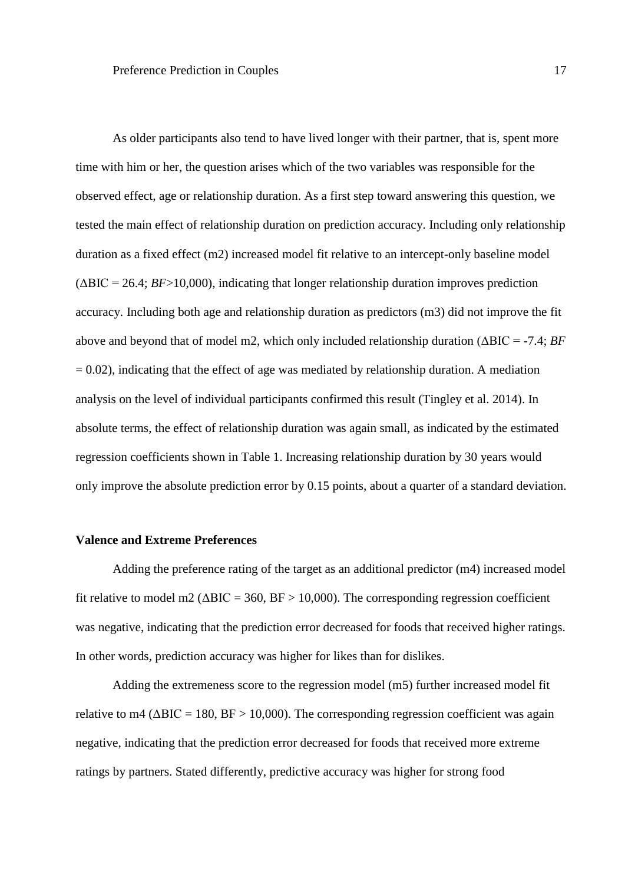As older participants also tend to have lived longer with their partner, that is, spent more time with him or her, the question arises which of the two variables was responsible for the observed effect, age or relationship duration. As a first step toward answering this question, we tested the main effect of relationship duration on prediction accuracy. Including only relationship duration as a fixed effect (m2) increased model fit relative to an intercept-only baseline model ($\Delta$BIC = 26.4; *BF*>10,000), indicating that longer relationship duration improves prediction accuracy. Including both age and relationship duration as predictors (m3) did not improve the fit above and beyond that of model m2, which only included relationship duration ($\Delta$BIC = -7.4; *BF* = 0.02), indicating that the effect of age was mediated by relationship duration. A mediation analysis on the level of individual participants confirmed this result (Tingley et al. 2014). In absolute terms, the effect of relationship duration was again small, as indicated by the estimated regression coefficients shown in Table 1. Increasing relationship duration by 30 years would only improve the absolute prediction error by 0.15 points, about a quarter of a standard deviation.

**Valence and Extreme Preferences**

Adding the preference rating of the target as an additional predictor (m4) increased model fit relative to model m2 ($\Delta$BIC = 360, BF > 10,000). The corresponding regression coefficient was negative, indicating that the prediction error decreased for foods that received higher ratings. In other words, prediction accuracy was higher for likes than for dislikes.

Adding the extremeness score to the regression model (m5) further increased model fit relative to m4 ($\Delta$BIC = 180, BF > 10,000). The corresponding regression coefficient was again negative, indicating that the prediction error decreased for foods that received more extreme ratings by partners. Stated differently, predictive accuracy was higher for strong food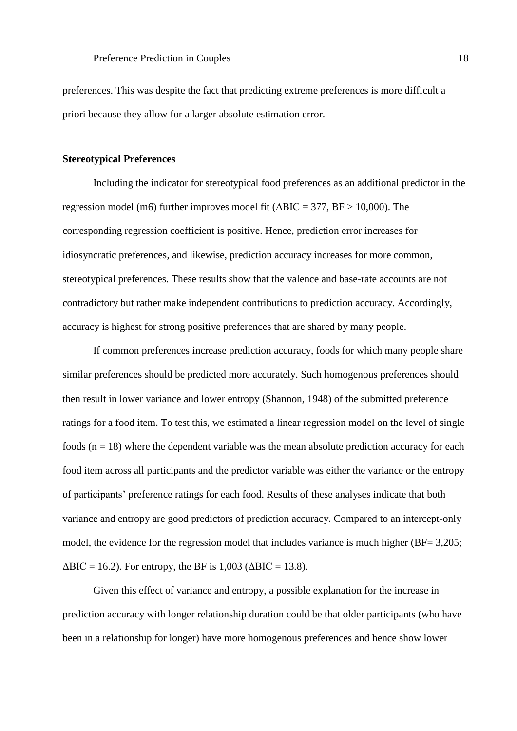preferences. This was despite the fact that predicting extreme preferences is more difficult a priori because they allow for a larger absolute estimation error.

**Stereotypical Preferences**

Including the indicator for stereotypical food preferences as an additional predictor in the regression model (m6) further improves model fit ($\Delta$BIC = 377, BF > 10,000). The corresponding regression coefficient is positive. Hence, prediction error increases for idiosyncratic preferences, and likewise, prediction accuracy increases for more common, stereotypical preferences. These results show that the valence and base-rate accounts are not contradictory but rather make independent contributions to prediction accuracy. Accordingly, accuracy is highest for strong positive preferences that are shared by many people.

If common preferences increase prediction accuracy, foods for which many people share similar preferences should be predicted more accurately. Such homogenous preferences should then result in lower variance and lower entropy (Shannon, 1948) of the submitted preference ratings for a food item. To test this, we estimated a linear regression model on the level of single foods ($n = 18$) where the dependent variable was the mean absolute prediction accuracy for each food item across all participants and the predictor variable was either the variance or the entropy of participants' preference ratings for each food. Results of these analyses indicate that both variance and entropy are good predictors of prediction accuracy. Compared to an intercept-only model, the evidence for the regression model that includes variance is much higher (BF= 3,205; $\Delta$BIC = 16.2). For entropy, the BF is 1,003 ($\Delta$BIC = 13.8).

Given this effect of variance and entropy, a possible explanation for the increase in prediction accuracy with longer relationship duration could be that older participants (who have been in a relationship for longer) have more homogenous preferences and hence show lower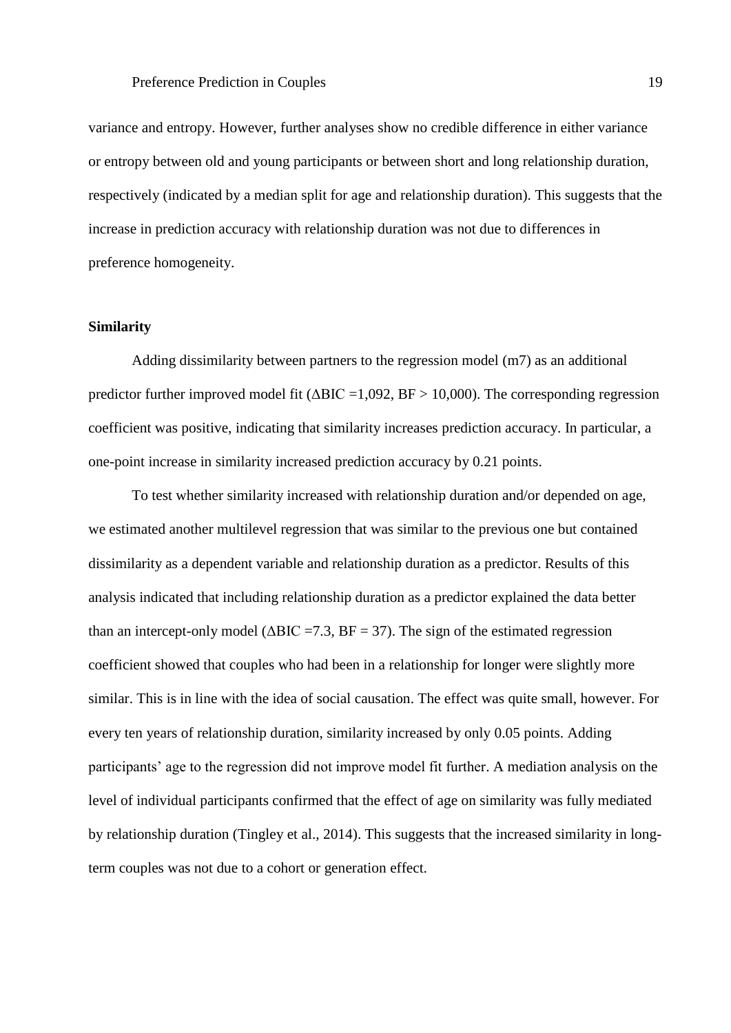variance and entropy. However, further analyses show no credible difference in either variance or entropy between old and young participants or between short and long relationship duration, respectively (indicated by a median split for age and relationship duration). This suggests that the increase in prediction accuracy with relationship duration was not due to differences in preference homogeneity.

**Similarity**

Adding dissimilarity between partners to the regression model (m7) as an additional predictor further improved model fit ($\Delta$BIC =1,092, BF > 10,000). The corresponding regression coefficient was positive, indicating that similarity increases prediction accuracy. In particular, a one-point increase in similarity increased prediction accuracy by 0.21 points.

To test whether similarity increased with relationship duration and/or depended on age, we estimated another multilevel regression that was similar to the previous one but contained dissimilarity as a dependent variable and relationship duration as a predictor. Results of this analysis indicated that including relationship duration as a predictor explained the data better than an intercept-only model ($\Delta$BIC =7.3, BF = 37). The sign of the estimated regression coefficient showed that couples who had been in a relationship for longer were slightly more similar. This is in line with the idea of social causation. The effect was quite small, however. For every ten years of relationship duration, similarity increased by only 0.05 points. Adding participants' age to the regression did not improve model fit further. A mediation analysis on the level of individual participants confirmed that the effect of age on similarity was fully mediated by relationship duration (Tingley et al., 2014). This suggests that the increased similarity in long-term couples was not due to a cohort or generation effect.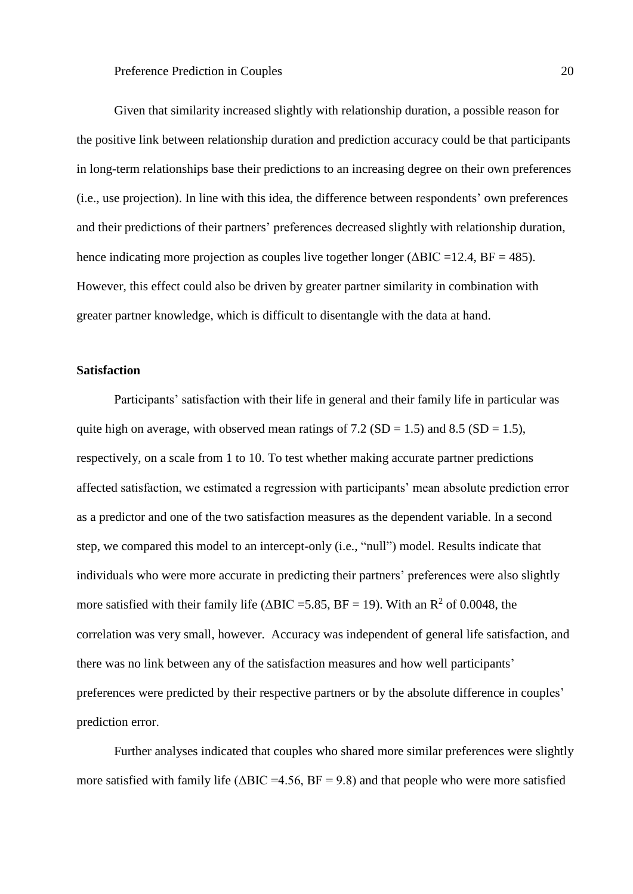Given that similarity increased slightly with relationship duration, a possible reason for the positive link between relationship duration and prediction accuracy could be that participants in long-term relationships base their predictions to an increasing degree on their own preferences (i.e., use projection). In line with this idea, the difference between respondents' own preferences and their predictions of their partners' preferences decreased slightly with relationship duration, hence indicating more projection as couples live together longer ($\Delta$BIC =12.4, BF = 485). However, this effect could also be driven by greater partner similarity in combination with greater partner knowledge, which is difficult to disentangle with the data at hand.

### Satisfaction

Participants' satisfaction with their life in general and their family life in particular was quite high on average, with observed mean ratings of 7.2 (SD = 1.5) and 8.5 (SD = 1.5), respectively, on a scale from 1 to 10. To test whether making accurate partner predictions affected satisfaction, we estimated a regression with participants' mean absolute prediction error as a predictor and one of the two satisfaction measures as the dependent variable. In a second step, we compared this model to an intercept-only (i.e., "null") model. Results indicate that individuals who were more accurate in predicting their partners' preferences were also slightly more satisfied with their family life ($\Delta$BIC =5.85, BF = 19). With an $R^2$ of 0.0048, the correlation was very small, however. Accuracy was independent of general life satisfaction, and there was no link between any of the satisfaction measures and how well participants' preferences were predicted by their respective partners or by the absolute difference in couples' prediction error.

Further analyses indicated that couples who shared more similar preferences were slightly more satisfied with family life ($\Delta$BIC =4.56, BF = 9.8) and that people who were more satisfied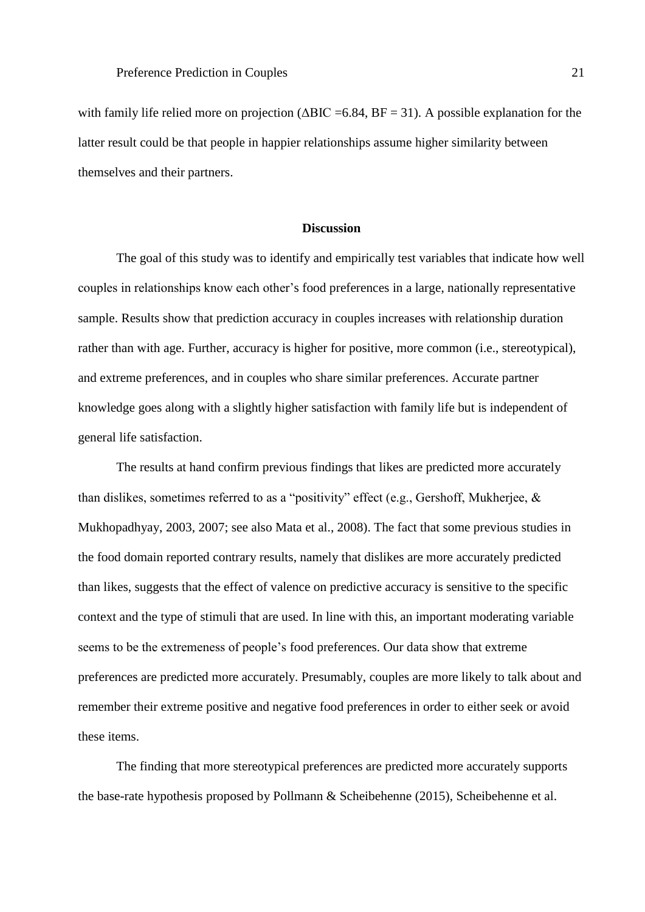with family life relied more on projection ($\Delta$BIC =6.84, BF = 31). A possible explanation for the latter result could be that people in happier relationships assume higher similarity between themselves and their partners.

## Discussion

The goal of this study was to identify and empirically test variables that indicate how well couples in relationships know each other's food preferences in a large, nationally representative sample. Results show that prediction accuracy in couples increases with relationship duration rather than with age. Further, accuracy is higher for positive, more common (i.e., stereotypical), and extreme preferences, and in couples who share similar preferences. Accurate partner knowledge goes along with a slightly higher satisfaction with family life but is independent of general life satisfaction.

The results at hand confirm previous findings that likes are predicted more accurately than dislikes, sometimes referred to as a "positivity" effect (e.g., Gershoff, Mukherjee, & Mukhopadhyay, 2003, 2007; see also Mata et al., 2008). The fact that some previous studies in the food domain reported contrary results, namely that dislikes are more accurately predicted than likes, suggests that the effect of valence on predictive accuracy is sensitive to the specific context and the type of stimuli that are used. In line with this, an important moderating variable seems to be the extremeness of people's food preferences. Our data show that extreme preferences are predicted more accurately. Presumably, couples are more likely to talk about and remember their extreme positive and negative food preferences in order to either seek or avoid these items.

The finding that more stereotypical preferences are predicted more accurately supports the base-rate hypothesis proposed by Pollmann & Scheibehenne (2015), Scheibehenne et al.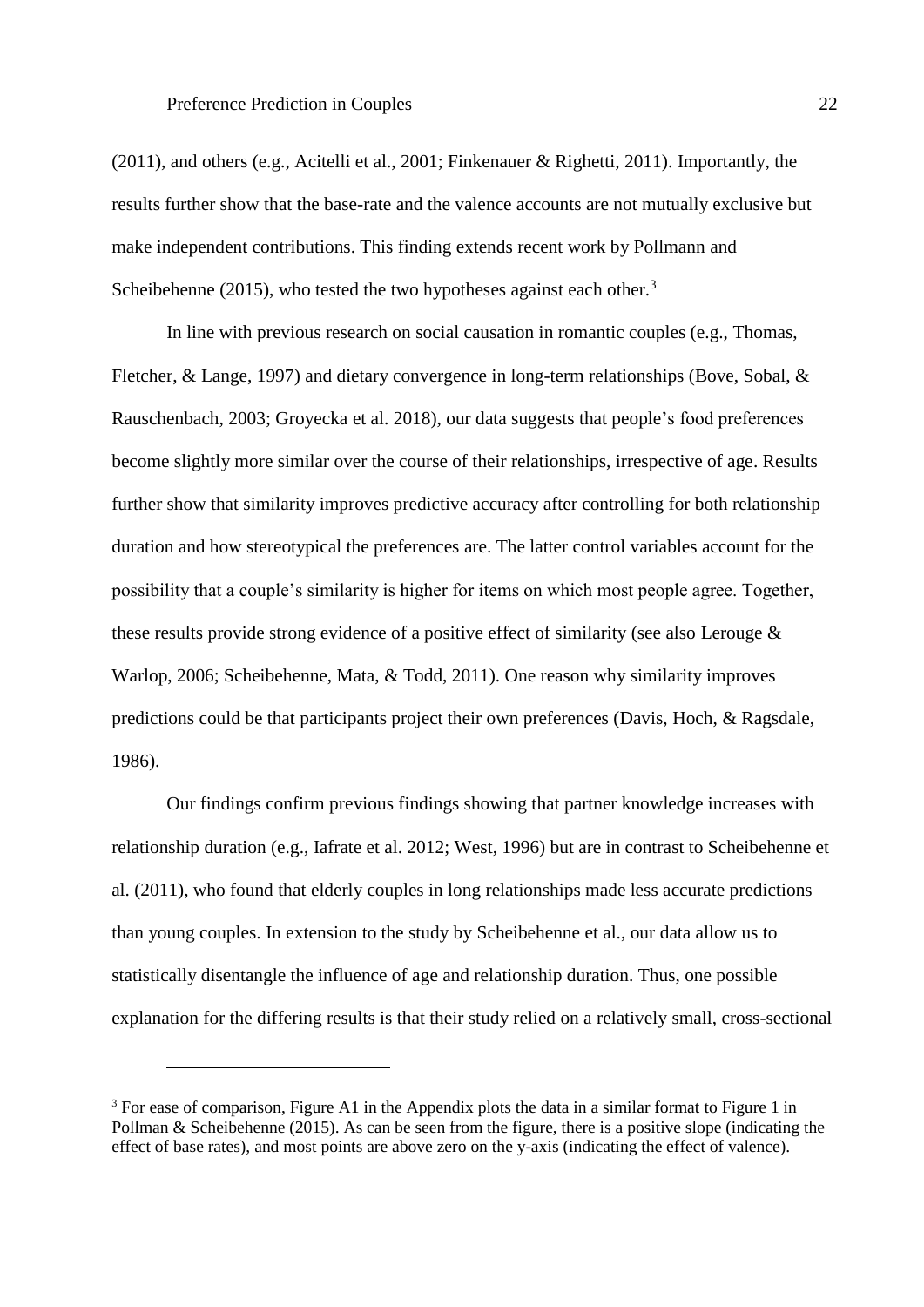(2011), and others (e.g., Acitelli et al., 2001; Finkenauer & Righetti, 2011). Importantly, the results further show that the base-rate and the valence accounts are not mutually exclusive but make independent contributions. This finding extends recent work by Pollmann and Scheibehenne (2015), who tested the two hypotheses against each other.[3]

In line with previous research on social causation in romantic couples (e.g., Thomas, Fletcher, & Lange, 1997) and dietary convergence in long-term relationships (Bove, Sobal, & Rauschenbach, 2003; Groyecka et al. 2018), our data suggests that people's food preferences become slightly more similar over the course of their relationships, irrespective of age. Results further show that similarity improves predictive accuracy after controlling for both relationship duration and how stereotypical the preferences are. The latter control variables account for the possibility that a couple's similarity is higher for items on which most people agree. Together, these results provide strong evidence of a positive effect of similarity (see also Lerouge & Warlop, 2006; Scheibehenne, Mata, & Todd, 2011). One reason why similarity improves predictions could be that participants project their own preferences (Davis, Hoch, & Ragsdale, 1986).

Our findings confirm previous findings showing that partner knowledge increases with relationship duration (e.g., Iafrate et al. 2012; West, 1996) but are in contrast to Scheibehenne et al. (2011), who found that elderly couples in long relationships made less accurate predictions than young couples. In extension to the study by Scheibehenne et al., our data allow us to statistically disentangle the influence of age and relationship duration. Thus, one possible explanation for the differing results is that their study relied on a relatively small, cross-sectional

---

[3] For ease of comparison, Figure A1 in the Appendix plots the data in a similar format to Figure 1 in Pollman & Scheibehenne (2015). As can be seen from the figure, there is a positive slope (indicating the effect of base rates), and most points are above zero on the y-axis (indicating the effect of valence).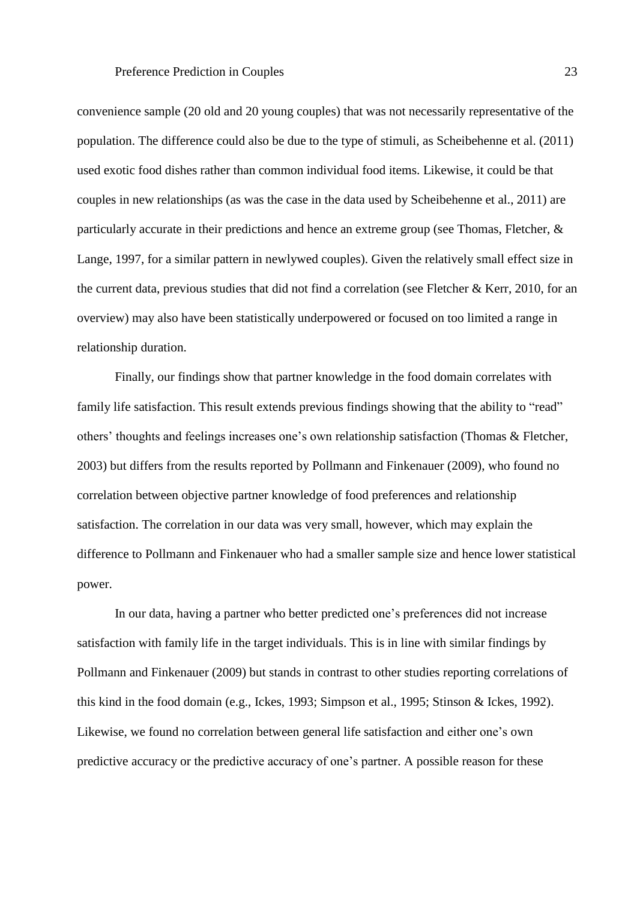convenience sample (20 old and 20 young couples) that was not necessarily representative of the population. The difference could also be due to the type of stimuli, as Scheibehenne et al. (2011) used exotic food dishes rather than common individual food items. Likewise, it could be that couples in new relationships (as was the case in the data used by Scheibehenne et al., 2011) are particularly accurate in their predictions and hence an extreme group (see Thomas, Fletcher, & Lange, 1997, for a similar pattern in newlywed couples). Given the relatively small effect size in the current data, previous studies that did not find a correlation (see Fletcher & Kerr, 2010, for an overview) may also have been statistically underpowered or focused on too limited a range in relationship duration.

Finally, our findings show that partner knowledge in the food domain correlates with family life satisfaction. This result extends previous findings showing that the ability to "read" others' thoughts and feelings increases one's own relationship satisfaction (Thomas & Fletcher, 2003) but differs from the results reported by Pollmann and Finkenauer (2009), who found no correlation between objective partner knowledge of food preferences and relationship satisfaction. The correlation in our data was very small, however, which may explain the difference to Pollmann and Finkenauer who had a smaller sample size and hence lower statistical power.

In our data, having a partner who better predicted one's preferences did not increase satisfaction with family life in the target individuals. This is in line with similar findings by Pollmann and Finkenauer (2009) but stands in contrast to other studies reporting correlations of this kind in the food domain (e.g., Ickes, 1993; Simpson et al., 1995; Stinson & Ickes, 1992). Likewise, we found no correlation between general life satisfaction and either one's own predictive accuracy or the predictive accuracy of one's partner. A possible reason for these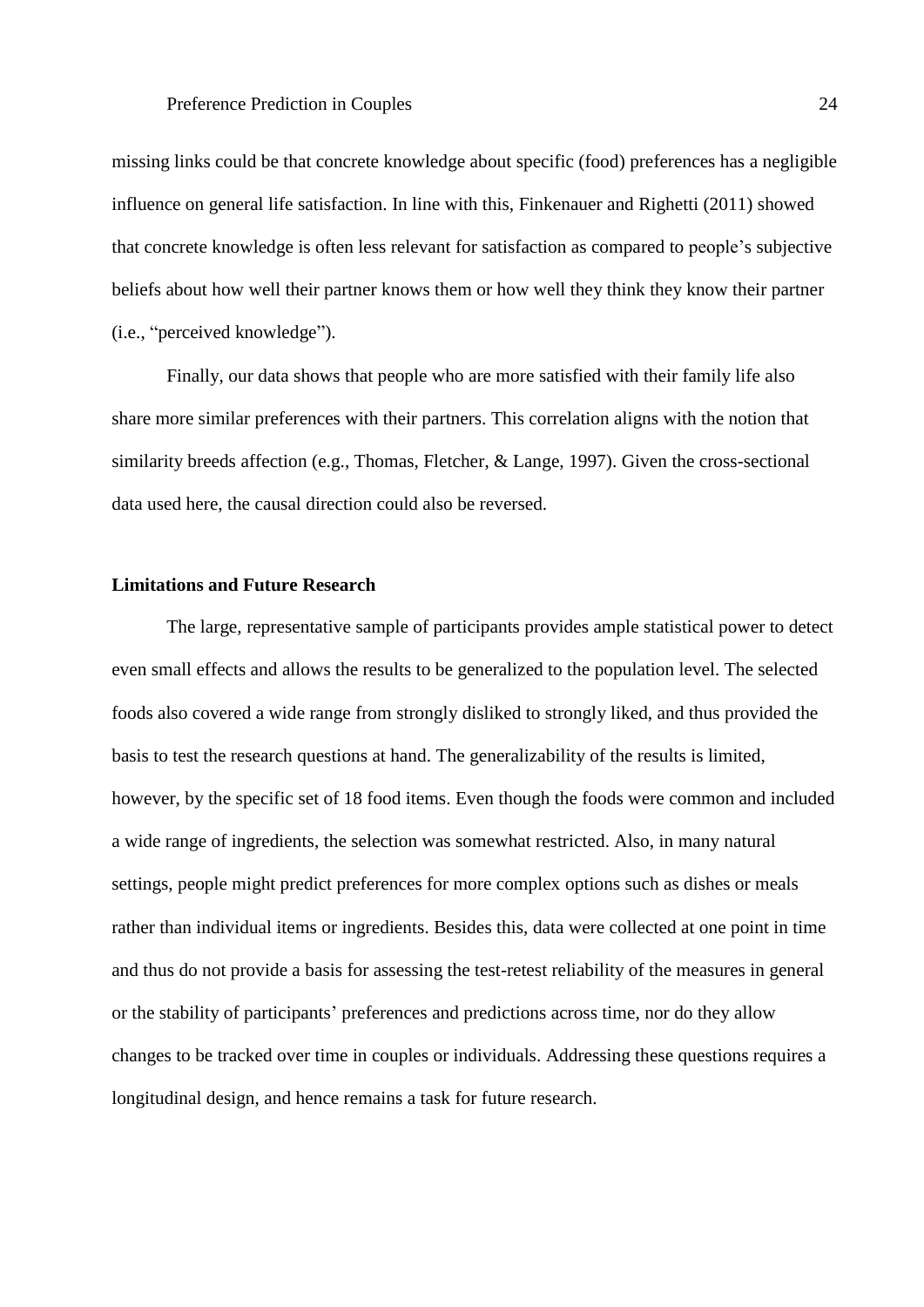missing links could be that concrete knowledge about specific (food) preferences has a negligible influence on general life satisfaction. In line with this, Finkenauer and Righetti (2011) showed that concrete knowledge is often less relevant for satisfaction as compared to people's subjective beliefs about how well their partner knows them or how well they think they know their partner (i.e., "perceived knowledge").

Finally, our data shows that people who are more satisfied with their family life also share more similar preferences with their partners. This correlation aligns with the notion that similarity breeds affection (e.g., Thomas, Fletcher, & Lange, 1997). Given the cross-sectional data used here, the causal direction could also be reversed.

## Limitations and Future Research

The large, representative sample of participants provides ample statistical power to detect even small effects and allows the results to be generalized to the population level. The selected foods also covered a wide range from strongly disliked to strongly liked, and thus provided the basis to test the research questions at hand. The generalizability of the results is limited, however, by the specific set of 18 food items. Even though the foods were common and included a wide range of ingredients, the selection was somewhat restricted. Also, in many natural settings, people might predict preferences for more complex options such as dishes or meals rather than individual items or ingredients. Besides this, data were collected at one point in time and thus do not provide a basis for assessing the test-retest reliability of the measures in general or the stability of participants' preferences and predictions across time, nor do they allow changes to be tracked over time in couples or individuals. Addressing these questions requires a longitudinal design, and hence remains a task for future research.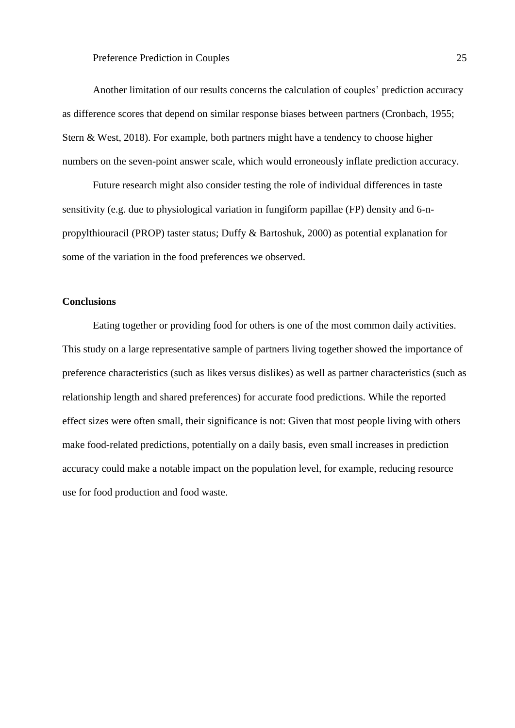Another limitation of our results concerns the calculation of couples' prediction accuracy as difference scores that depend on similar response biases between partners (Cronbach, 1955; Stern & West, 2018). For example, both partners might have a tendency to choose higher numbers on the seven-point answer scale, which would erroneously inflate prediction accuracy.

Future research might also consider testing the role of individual differences in taste sensitivity (e.g. due to physiological variation in fungiform papillae (FP) density and 6-n-propylthiouracil (PROP) taster status; Duffy & Bartoshuk, 2000) as potential explanation for some of the variation in the food preferences we observed.

**Conclusions**

Eating together or providing food for others is one of the most common daily activities. This study on a large representative sample of partners living together showed the importance of preference characteristics (such as likes versus dislikes) as well as partner characteristics (such as relationship length and shared preferences) for accurate food predictions. While the reported effect sizes were often small, their significance is not: Given that most people living with others make food-related predictions, potentially on a daily basis, even small increases in prediction accuracy could make a notable impact on the population level, for example, reducing resource use for food production and food waste.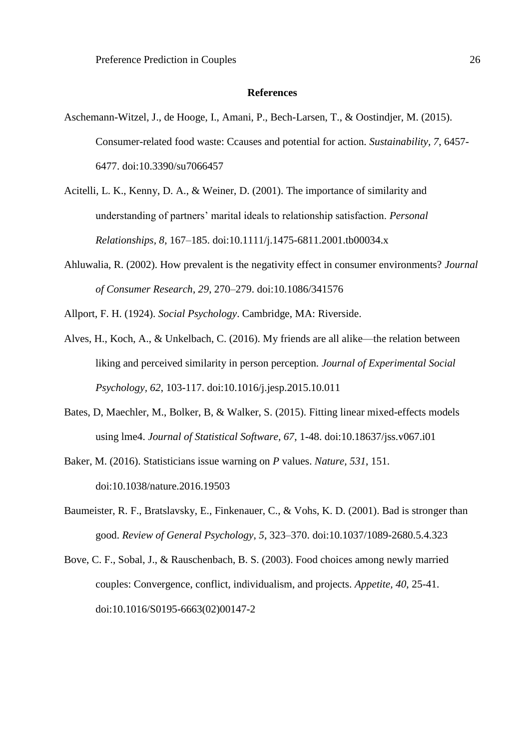## References

Aschemann-Witzel, J., de Hooge, I., Amani, P., Bech-Larsen, T., & Oostindjer, M. (2015). Consumer-related food waste: Ccauses and potential for action. *Sustainability*, *7*, 6457-6477. doi:10.3390/su7066457

Acitelli, L. K., Kenny, D. A., & Weiner, D. (2001). The importance of similarity and understanding of partners' marital ideals to relationship satisfaction. *Personal Relationships*, *8*, 167–185. doi:10.1111/j.1475-6811.2001.tb00034.x

Ahluwalia, R. (2002). How prevalent is the negativity effect in consumer environments? *Journal of Consumer Research*, *29*, 270–279. doi:10.1086/341576

Allport, F. H. (1924). *Social Psychology*. Cambridge, MA: Riverside.

Alves, H., Koch, A., & Unkelbach, C. (2016). My friends are all alike—the relation between liking and perceived similarity in person perception. *Journal of Experimental Social Psychology*, *62*, 103-117. doi:10.1016/j.jesp.2015.10.011

Bates, D, Maechler, M., Bolker, B, & Walker, S. (2015). Fitting linear mixed-effects models using lme4. *Journal of Statistical Software, 67*, 1-48. doi:10.18637/jss.v067.i01

Baker, M. (2016). Statisticians issue warning on *P* values. *Nature, 531*, 151. doi:10.1038/nature.2016.19503

Baumeister, R. F., Bratslavsky, E., Finkenauer, C., & Vohs, K. D. (2001). Bad is stronger than good. *Review of General Psychology*, *5*, 323–370. doi:10.1037/1089-2680.5.4.323

Bove, C. F., Sobal, J., & Rauschenbach, B. S. (2003). Food choices among newly married couples: Convergence, conflict, individualism, and projects. *Appetite, 40*, 25-41. doi:10.1016/S0195-6663(02)00147-2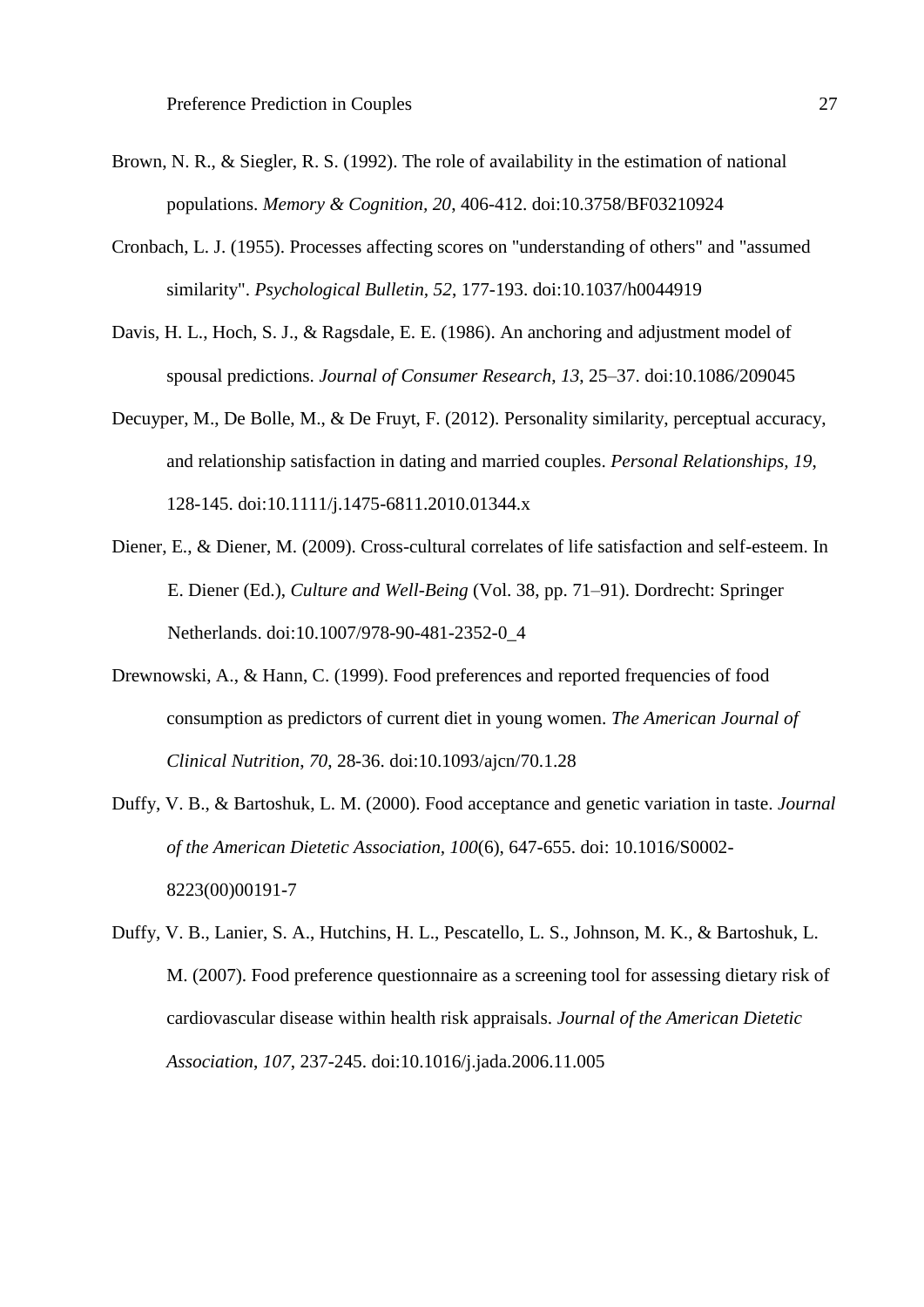Brown, N. R., & Siegler, R. S. (1992). The role of availability in the estimation of national populations. *Memory & Cognition*, *20*, 406-412. doi:10.3758/BF03210924

Cronbach, L. J. (1955). Processes affecting scores on "understanding of others" and "assumed similarity". *Psychological Bulletin*, *52*, 177-193. doi:10.1037/h0044919

Davis, H. L., Hoch, S. J., & Ragsdale, E. E. (1986). An anchoring and adjustment model of spousal predictions. *Journal of Consumer Research*, *13*, 25–37. doi:10.1086/209045

Decuyper, M., De Bolle, M., & De Fruyt, F. (2012). Personality similarity, perceptual accuracy, and relationship satisfaction in dating and married couples. *Personal Relationships*, *19*, 128-145. doi:10.1111/j.1475-6811.2010.01344.x

Diener, E., & Diener, M. (2009). Cross-cultural correlates of life satisfaction and self-esteem. In E. Diener (Ed.), *Culture and Well-Being* (Vol. 38, pp. 71–91). Dordrecht: Springer Netherlands. doi:10.1007/978-90-481-2352-0_4

Drewnowski, A., & Hann, C. (1999). Food preferences and reported frequencies of food consumption as predictors of current diet in young women. *The American Journal of Clinical Nutrition*, *70*, 28-36. doi:10.1093/ajcn/70.1.28

Duffy, V. B., & Bartoshuk, L. M. (2000). Food acceptance and genetic variation in taste. *Journal of the American Dietetic Association*, *100*(6), 647-655. doi: 10.1016/S0002-8223(00)00191-7

Duffy, V. B., Lanier, S. A., Hutchins, H. L., Pescatello, L. S., Johnson, M. K., & Bartoshuk, L. M. (2007). Food preference questionnaire as a screening tool for assessing dietary risk of cardiovascular disease within health risk appraisals. *Journal of the American Dietetic Association*, *107*, 237-245. doi:10.1016/j.jada.2006.11.005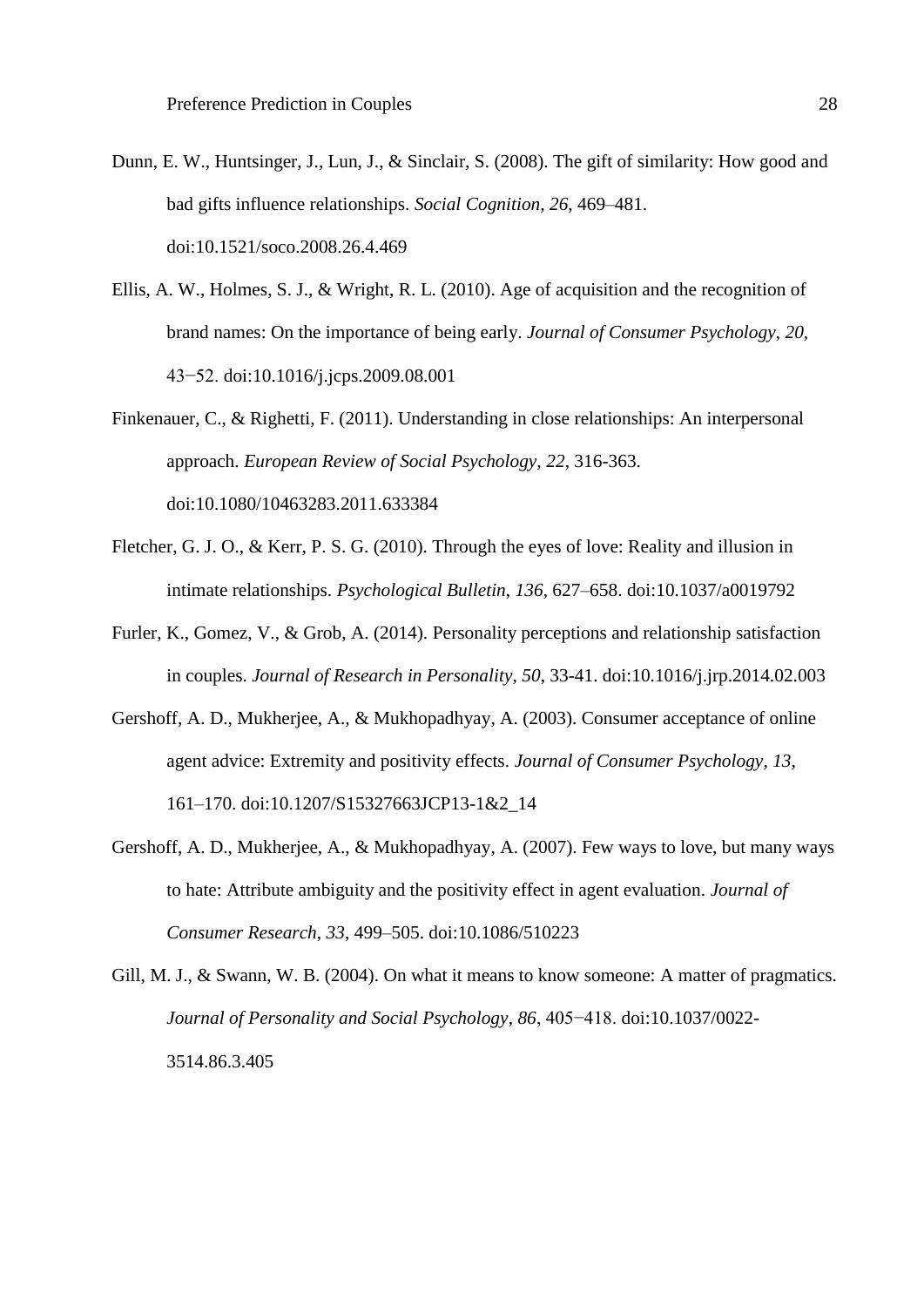Dunn, E. W., Huntsinger, J., Lun, J., & Sinclair, S. (2008). The gift of similarity: How good and bad gifts influence relationships. *Social Cognition*, *26*, 469–481. doi:10.1521/soco.2008.26.4.469

Ellis, A. W., Holmes, S. J., & Wright, R. L. (2010). Age of acquisition and the recognition of brand names: On the importance of being early. *Journal of Consumer Psychology*, *20*, 43−52. doi:10.1016/j.jcps.2009.08.001

Finkenauer, C., & Righetti, F. (2011). Understanding in close relationships: An interpersonal approach. *European Review of Social Psychology*, *22*, 316-363. doi:10.1080/10463283.2011.633384

Fletcher, G. J. O., & Kerr, P. S. G. (2010). Through the eyes of love: Reality and illusion in intimate relationships. *Psychological Bulletin*, *136*, 627–658. doi:10.1037/a0019792

Furler, K., Gomez, V., & Grob, A. (2014). Personality perceptions and relationship satisfaction in couples. *Journal of Research in Personality*, *50*, 33-41. doi:10.1016/j.jrp.2014.02.003

Gershoff, A. D., Mukherjee, A., & Mukhopadhyay, A. (2003). Consumer acceptance of online agent advice: Extremity and positivity effects. *Journal of Consumer Psychology*, *13*, 161–170. doi:10.1207/S15327663JCP13-1&2_14

Gershoff, A. D., Mukherjee, A., & Mukhopadhyay, A. (2007). Few ways to love, but many ways to hate: Attribute ambiguity and the positivity effect in agent evaluation. *Journal of Consumer Research*, *33*, 499–505. doi:10.1086/510223

Gill, M. J., & Swann, W. B. (2004). On what it means to know someone: A matter of pragmatics. *Journal of Personality and Social Psychology*, *86*, 405−418. doi:10.1037/0022-3514.86.3.405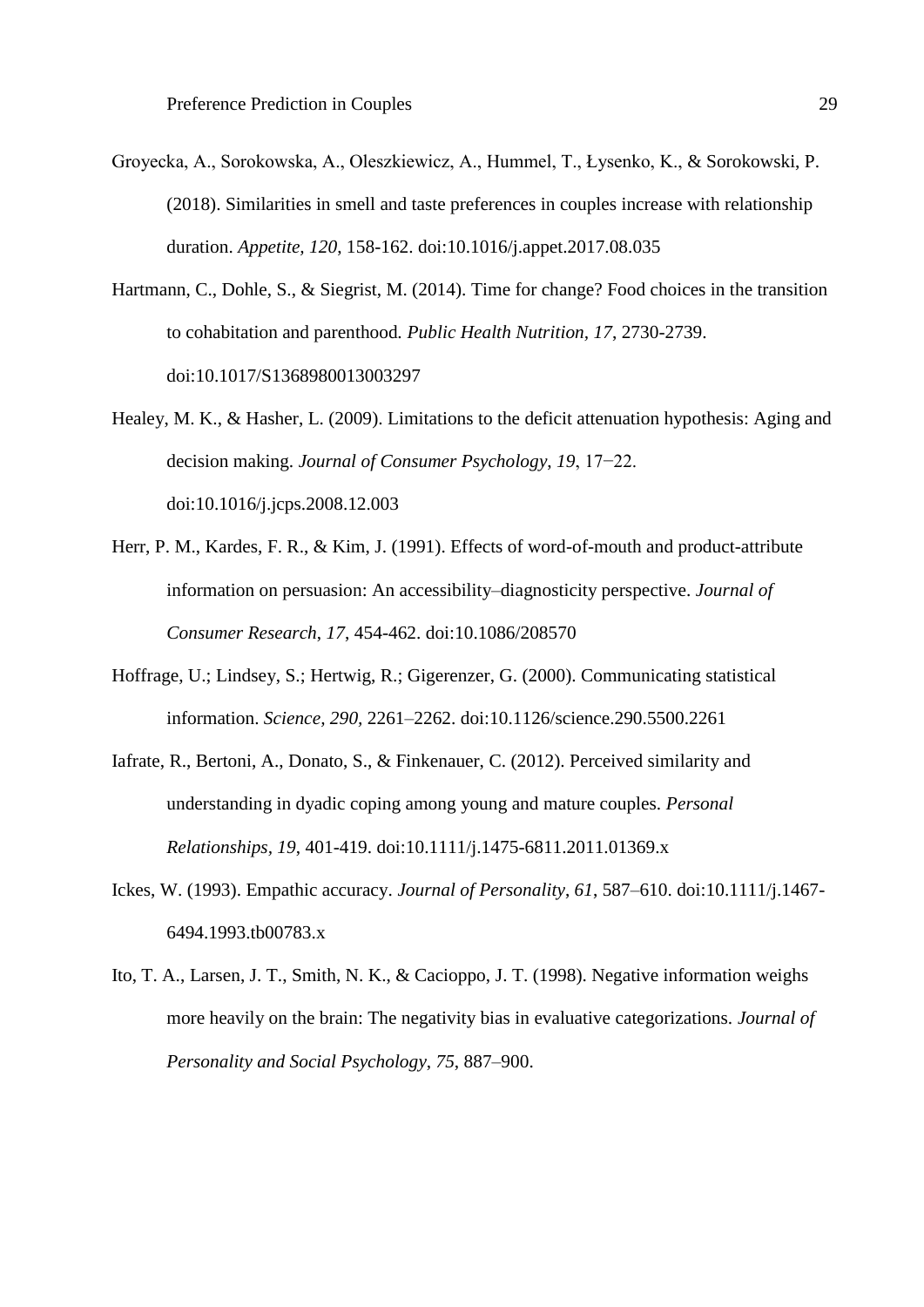Groyecka, A., Sorokowska, A., Oleszkiewicz, A., Hummel, T., Łysenko, K., & Sorokowski, P. (2018). Similarities in smell and taste preferences in couples increase with relationship duration. *Appetite, 120*, 158-162. doi:10.1016/j.appet.2017.08.035

Hartmann, C., Dohle, S., & Siegrist, M. (2014). Time for change? Food choices in the transition to cohabitation and parenthood. *Public Health Nutrition, 17*, 2730-2739. doi:10.1017/S1368980013003297

Healey, M. K., & Hasher, L. (2009). Limitations to the deficit attenuation hypothesis: Aging and decision making. *Journal of Consumer Psychology, 19*, 17−22. doi:10.1016/j.jcps.2008.12.003

Herr, P. M., Kardes, F. R., & Kim, J. (1991). Effects of word-of-mouth and product-attribute information on persuasion: An accessibility–diagnosticity perspective. *Journal of Consumer Research, 17*, 454-462. doi:10.1086/208570

Hoffrage, U.; Lindsey, S.; Hertwig, R.; Gigerenzer, G. (2000). Communicating statistical information. *Science, 290,* 2261–2262. doi:10.1126/science.290.5500.2261

Iafrate, R., Bertoni, A., Donato, S., & Finkenauer, C. (2012). Perceived similarity and understanding in dyadic coping among young and mature couples. *Personal Relationships, 19*, 401-419. doi:10.1111/j.1475-6811.2011.01369.x

Ickes, W. (1993). Empathic accuracy. *Journal of Personality, 61*, 587–610. doi:10.1111/j.1467-6494.1993.tb00783.x

Ito, T. A., Larsen, J. T., Smith, N. K., & Cacioppo, J. T. (1998). Negative information weighs more heavily on the brain: The negativity bias in evaluative categorizations. *Journal of Personality and Social Psychology, 75*, 887–900.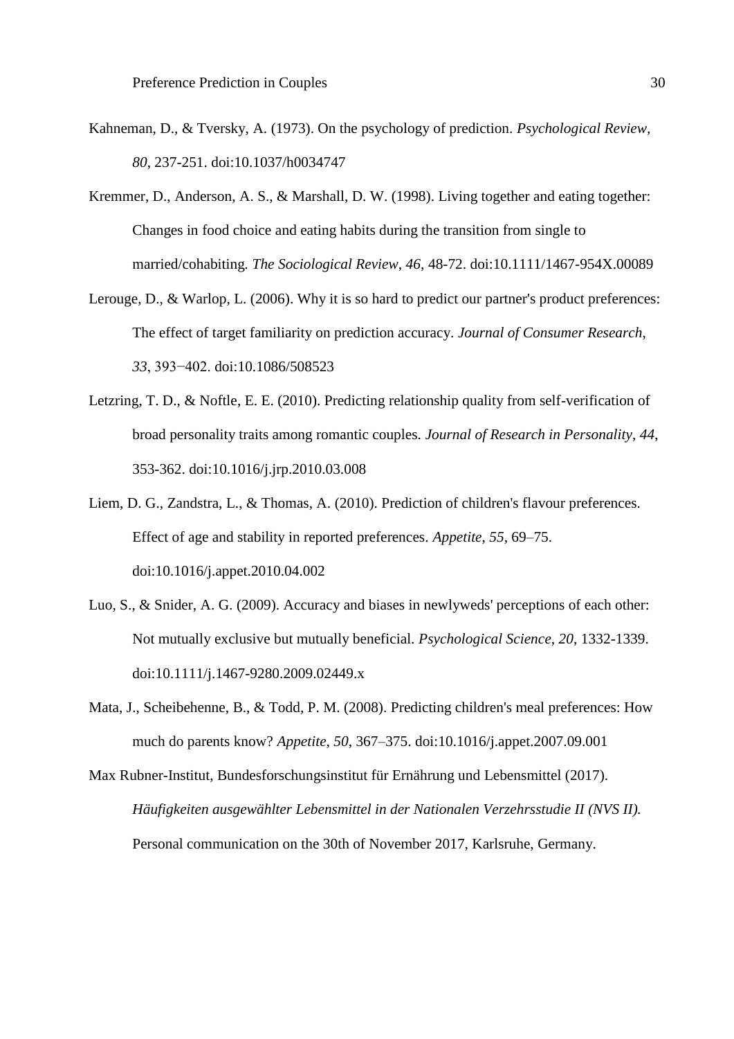Kahneman, D., & Tversky, A. (1973). On the psychology of prediction. *Psychological Review*, *80*, 237-251. doi:10.1037/h0034747

Kremmer, D., Anderson, A. S., & Marshall, D. W. (1998). Living together and eating together: Changes in food choice and eating habits during the transition from single to married/cohabiting. *The Sociological Review*, *46*, 48-72. doi:10.1111/1467-954X.00089

Lerouge, D., & Warlop, L. (2006). Why it is so hard to predict our partner's product preferences: The effect of target familiarity on prediction accuracy. *Journal of Consumer Research*, *33*, 393−402. doi:10.1086/508523

Letzring, T. D., & Noftle, E. E. (2010). Predicting relationship quality from self-verification of broad personality traits among romantic couples. *Journal of Research in Personality*, *44*, 353-362. doi:10.1016/j.jrp.2010.03.008

Liem, D. G., Zandstra, L., & Thomas, A. (2010). Prediction of children's flavour preferences. Effect of age and stability in reported preferences. *Appetite*, *55*, 69–75. doi:10.1016/j.appet.2010.04.002

Luo, S., & Snider, A. G. (2009). Accuracy and biases in newlyweds' perceptions of each other: Not mutually exclusive but mutually beneficial. *Psychological Science*, *20*, 1332-1339. doi:10.1111/j.1467-9280.2009.02449.x

Mata, J., Scheibehenne, B., & Todd, P. M. (2008). Predicting children's meal preferences: How much do parents know? *Appetite*, *50*, 367–375. doi:10.1016/j.appet.2007.09.001

Max Rubner-Institut, Bundesforschungsinstitut für Ernährung und Lebensmittel (2017). *Häufigkeiten ausgewählter Lebensmittel in der Nationalen Verzehrsstudie II (NVS II).* Personal communication on the 30th of November 2017, Karlsruhe, Germany.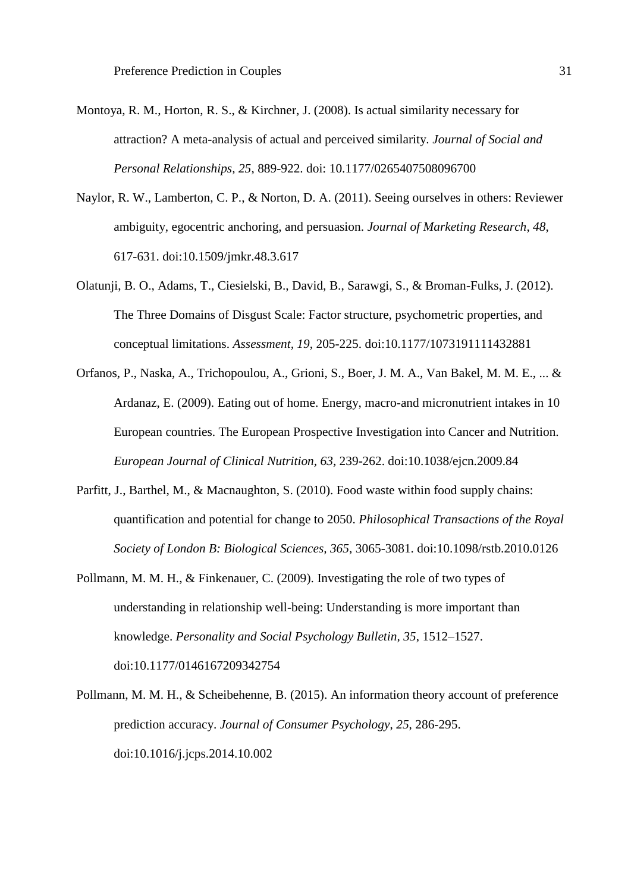Montoya, R. M., Horton, R. S., & Kirchner, J. (2008). Is actual similarity necessary for attraction? A meta-analysis of actual and perceived similarity. *Journal of Social and Personal Relationships*, *25*, 889-922. doi: 10.1177/0265407508096700

Naylor, R. W., Lamberton, C. P., & Norton, D. A. (2011). Seeing ourselves in others: Reviewer ambiguity, egocentric anchoring, and persuasion. *Journal of Marketing Research*, *48*, 617-631. doi:10.1509/jmkr.48.3.617

Olatunji, B. O., Adams, T., Ciesielski, B., David, B., Sarawgi, S., & Broman-Fulks, J. (2012). The Three Domains of Disgust Scale: Factor structure, psychometric properties, and conceptual limitations. *Assessment*, *19*, 205-225. doi:10.1177/1073191111432881

Orfanos, P., Naska, A., Trichopoulou, A., Grioni, S., Boer, J. M. A., Van Bakel, M. M. E., ... & Ardanaz, E. (2009). Eating out of home. Energy, macro-and micronutrient intakes in 10 European countries. The European Prospective Investigation into Cancer and Nutrition. *European Journal of Clinical Nutrition*, *63*, 239-262. doi:10.1038/ejcn.2009.84

Parfitt, J., Barthel, M., & Macnaughton, S. (2010). Food waste within food supply chains: quantification and potential for change to 2050. *Philosophical Transactions of the Royal Society of London B: Biological Sciences*, *365*, 3065-3081. doi:10.1098/rstb.2010.0126

Pollmann, M. M. H., & Finkenauer, C. (2009). Investigating the role of two types of understanding in relationship well-being: Understanding is more important than knowledge. *Personality and Social Psychology Bulletin*, *35*, 1512–1527. doi:10.1177/0146167209342754

Pollmann, M. M. H., & Scheibehenne, B. (2015). An information theory account of preference prediction accuracy. *Journal of Consumer Psychology*, *25*, 286-295. doi:10.1016/j.jcps.2014.10.002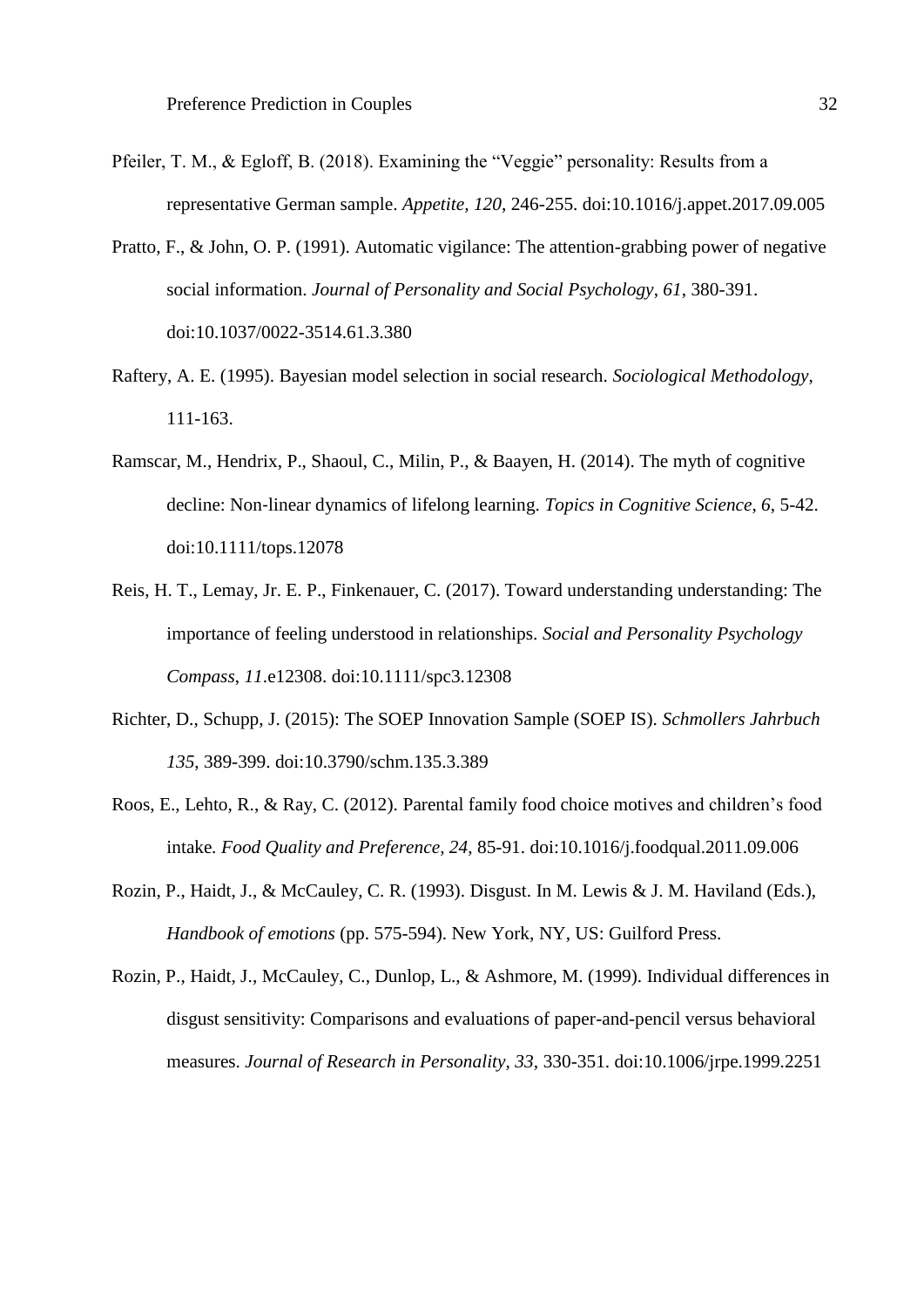Pfeiler, T. M., & Egloff, B. (2018). Examining the "Veggie" personality: Results from a representative German sample. *Appetite, 120*, 246-255. doi:10.1016/j.appet.2017.09.005

Pratto, F., & John, O. P. (1991). Automatic vigilance: The attention-grabbing power of negative social information. *Journal of Personality and Social Psychology*, *61*, 380-391. doi:10.1037/0022-3514.61.3.380

Raftery, A. E. (1995). Bayesian model selection in social research. *Sociological Methodology*, 111-163.

Ramscar, M., Hendrix, P., Shaoul, C., Milin, P., & Baayen, H. (2014). The myth of cognitive decline: Non-linear dynamics of lifelong learning. *Topics in Cognitive Science*, *6*, 5-42. doi:10.1111/tops.12078

Reis, H. T., Lemay, Jr. E. P., Finkenauer, C. (2017). Toward understanding understanding: The importance of feeling understood in relationships. *Social and Personality Psychology Compass*, *11*.e12308. doi:10.1111/spc3.12308

Richter, D., Schupp, J. (2015): The SOEP Innovation Sample (SOEP IS). *Schmollers Jahrbuch 135*, 389-399. doi:10.3790/schm.135.3.389

Roos, E., Lehto, R., & Ray, C. (2012). Parental family food choice motives and children's food intake*. Food Quality and Preference*, *24*, 85-91. doi:10.1016/j.foodqual.2011.09.006

Rozin, P., Haidt, J., & McCauley, C. R. (1993). Disgust. In M. Lewis & J. M. Haviland (Eds.), *Handbook of emotions* (pp. 575-594). New York, NY, US: Guilford Press.

Rozin, P., Haidt, J., McCauley, C., Dunlop, L., & Ashmore, M. (1999). Individual differences in disgust sensitivity: Comparisons and evaluations of paper-and-pencil versus behavioral measures. *Journal of Research in Personality, 33*, 330-351. doi:10.1006/jrpe.1999.2251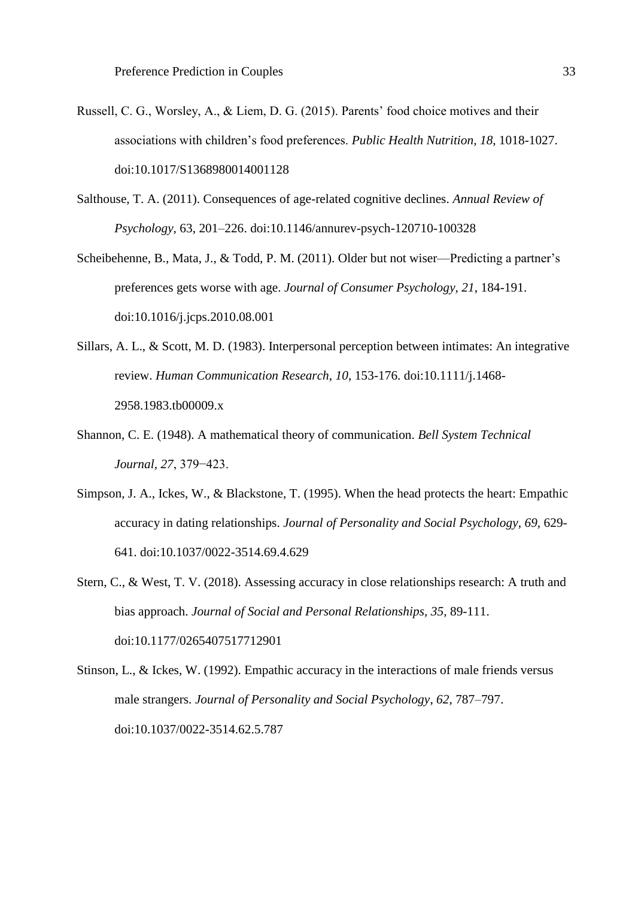Russell, C. G., Worsley, A., & Liem, D. G. (2015). Parents' food choice motives and their associations with children's food preferences. *Public Health Nutrition, 18*, 1018-1027. doi:10.1017/S1368980014001128

Salthouse, T. A. (2011). Consequences of age-related cognitive declines. *Annual Review of Psychology*, 63, 201–226. doi:10.1146/annurev-psych-120710-100328

Scheibehenne, B., Mata, J., & Todd, P. M. (2011). Older but not wiser—Predicting a partner's preferences gets worse with age. *Journal of Consumer Psychology, 21*, 184-191. doi:10.1016/j.jcps.2010.08.001

Sillars, A. L., & Scott, M. D. (1983). Interpersonal perception between intimates: An integrative review. *Human Communication Research*, *10*, 153-176. doi:10.1111/j.1468-2958.1983.tb00009.x

Shannon, C. E. (1948). A mathematical theory of communication. *Bell System Technical Journal, 27*, 379−423.

Simpson, J. A., Ickes, W., & Blackstone, T. (1995). When the head protects the heart: Empathic accuracy in dating relationships. *Journal of Personality and Social Psychology*, *69*, 629-641. doi:10.1037/0022-3514.69.4.629

Stern, C., & West, T. V. (2018). Assessing accuracy in close relationships research: A truth and bias approach. *Journal of Social and Personal Relationships, 35,* 89-111. doi:10.1177/0265407517712901

Stinson, L., & Ickes, W. (1992). Empathic accuracy in the interactions of male friends versus male strangers. *Journal of Personality and Social Psychology*, *62*, 787–797. doi:10.1037/0022-3514.62.5.787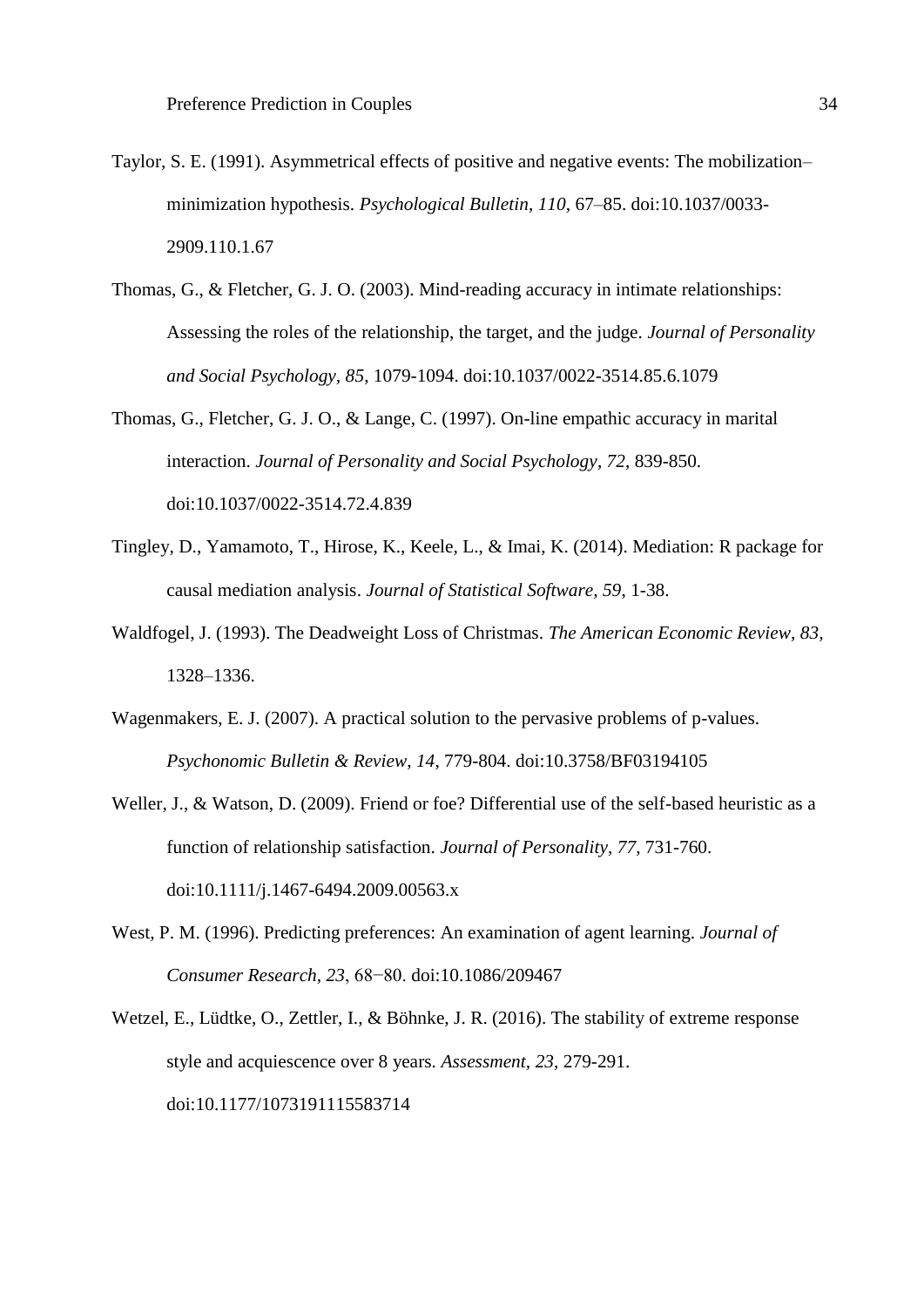Taylor, S. E. (1991). Asymmetrical effects of positive and negative events: The mobilization–minimization hypothesis. *Psychological Bulletin*, *110*, 67–85. doi:10.1037/0033-2909.110.1.67

Thomas, G., & Fletcher, G. J. O. (2003). Mind-reading accuracy in intimate relationships: Assessing the roles of the relationship, the target, and the judge. *Journal of Personality and Social Psychology, 85*, 1079-1094. doi:10.1037/0022-3514.85.6.1079

Thomas, G., Fletcher, G. J. O., & Lange, C. (1997). On-line empathic accuracy in marital interaction. *Journal of Personality and Social Psychology*, *72*, 839-850. doi:10.1037/0022-3514.72.4.839

Tingley, D., Yamamoto, T., Hirose, K., Keele, L., & Imai, K. (2014). Mediation: R package for causal mediation analysis. *Journal of Statistical Software, 59*, 1-38.

Waldfogel, J. (1993). The Deadweight Loss of Christmas. *The American Economic Review, 83*, 1328–1336.

Wagenmakers, E. J. (2007). A practical solution to the pervasive problems of p-values. *Psychonomic Bulletin & Review, 14*, 779-804. doi:10.3758/BF03194105

Weller, J., & Watson, D. (2009). Friend or foe? Differential use of the self-based heuristic as a function of relationship satisfaction. *Journal of Personality*, *77*, 731-760. doi:10.1111/j.1467-6494.2009.00563.x

West, P. M. (1996). Predicting preferences: An examination of agent learning. *Journal of Consumer Research*, *23*, 68−80. doi:10.1086/209467

Wetzel, E., Lüdtke, O., Zettler, I., & Böhnke, J. R. (2016). The stability of extreme response style and acquiescence over 8 years. *Assessment*, *23*, 279-291. doi:10.1177/1073191115583714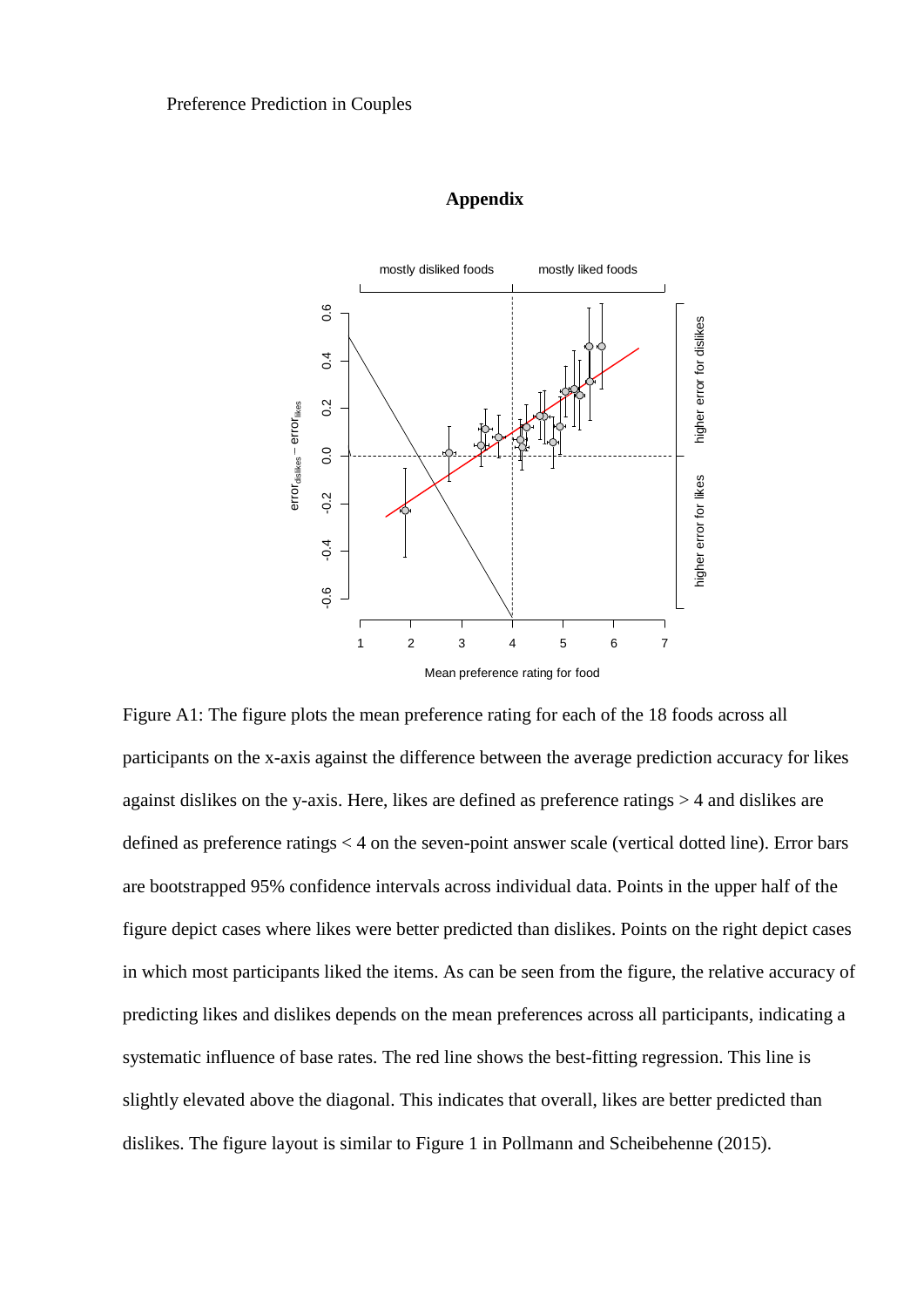## Appendix

mostly disliked foods

mostly liked foods

higher error for dislikes

higher error for likes

$error_{dislikes} - error_{likes}$

0.6

0.4

0.2

0.0

-0.2

-0.4

-0.6

1 2 3 4 5 6 7

Mean preference rating for food

Figure A1: The figure plots the mean preference rating for each of the 18 foods across all participants on the x-axis against the difference between the average prediction accuracy for likes against dislikes on the y-axis. Here, likes are defined as preference ratings > 4 and dislikes are defined as preference ratings < 4 on the seven-point answer scale (vertical dotted line). Error bars are bootstrapped 95% confidence intervals across individual data. Points in the upper half of the figure depict cases where likes were better predicted than dislikes. Points on the right depict cases in which most participants liked the items. As can be seen from the figure, the relative accuracy of predicting likes and dislikes depends on the mean preferences across all participants, indicating a systematic influence of base rates. The red line shows the best-fitting regression. This line is slightly elevated above the diagonal. This indicates that overall, likes are better predicted than dislikes. The figure layout is similar to Figure 1 in Pollmann and Scheibehenne (2015).